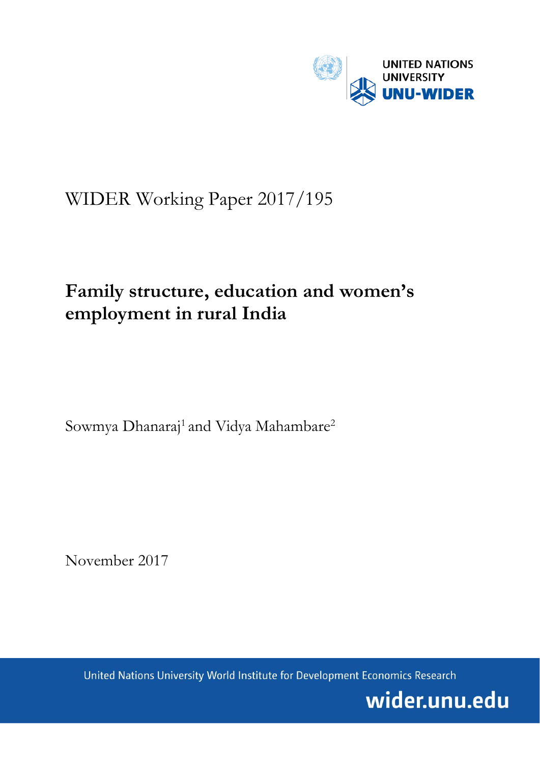UNITED NATIONS UNIVERSITY
UNU-WIDER

WIDER Working Paper 2017/195

# Family structure, education and women's employment in rural India

Sowmya Dhanaraj[1] and Vidya Mahambare[2]

November 2017

United Nations University World Institute for Development Economics Research

wider.unu.edu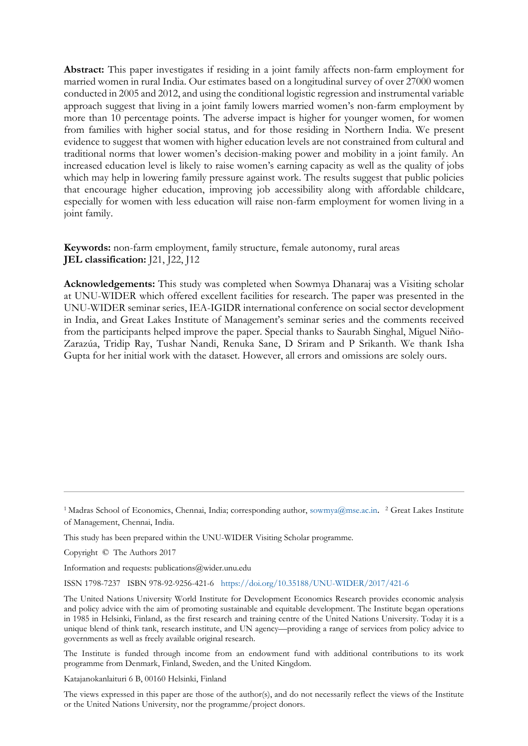**Abstract:** This paper investigates if residing in a joint family affects non-farm employment for married women in rural India. Our estimates based on a longitudinal survey of over 27000 women conducted in 2005 and 2012, and using the conditional logistic regression and instrumental variable approach suggest that living in a joint family lowers married women's non-farm employment by more than 10 percentage points. The adverse impact is higher for younger women, for women from families with higher social status, and for those residing in Northern India. We present evidence to suggest that women with higher education levels are not constrained from cultural and traditional norms that lower women's decision-making power and mobility in a joint family. An increased education level is likely to raise women's earning capacity as well as the quality of jobs which may help in lowering family pressure against work. The results suggest that public policies that encourage higher education, improving job accessibility along with affordable childcare, especially for women with less education will raise non-farm employment for women living in a joint family.

**Keywords:** non-farm employment, family structure, female autonomy, rural areas
**JEL classification:** J21, J22, J12

**Acknowledgements:** This study was completed when Sowmya Dhanaraj was a Visiting scholar at UNU-WIDER which offered excellent facilities for research. The paper was presented in the UNU-WIDER seminar series, IEA-IGIDR international conference on social sector development in India, and Great Lakes Institute of Management's seminar series and the comments received from the participants helped improve the paper. Special thanks to Saurabh Singhal, Miguel Niño-Zarazúa, Tridip Ray, Tushar Nandi, Renuka Sane, D Sriram and P Srikanth. We thank Isha Gupta for her initial work with the dataset. However, all errors and omissions are solely ours.

---

[1] Madras School of Economics, Chennai, India; corresponding author, sowmya@mse.ac.in. [2] Great Lakes Institute of Management, Chennai, India.

This study has been prepared within the UNU-WIDER Visiting Scholar programme.

Copyright © The Authors 2017

Information and requests: publications@wider.unu.edu

ISSN 1798-7237 ISBN 978-92-9256-421-6 https://doi.org/10.35188/UNU-WIDER/2017/421-6

The United Nations University World Institute for Development Economics Research provides economic analysis and policy advice with the aim of promoting sustainable and equitable development. The Institute began operations in 1985 in Helsinki, Finland, as the first research and training centre of the United Nations University. Today it is a unique blend of think tank, research institute, and UN agency—providing a range of services from policy advice to governments as well as freely available original research.

The Institute is funded through income from an endowment fund with additional contributions to its work programme from Denmark, Finland, Sweden, and the United Kingdom.

Katajanokanlaituri 6 B, 00160 Helsinki, Finland

The views expressed in this paper are those of the author(s), and do not necessarily reflect the views of the Institute or the United Nations University, nor the programme/project donors.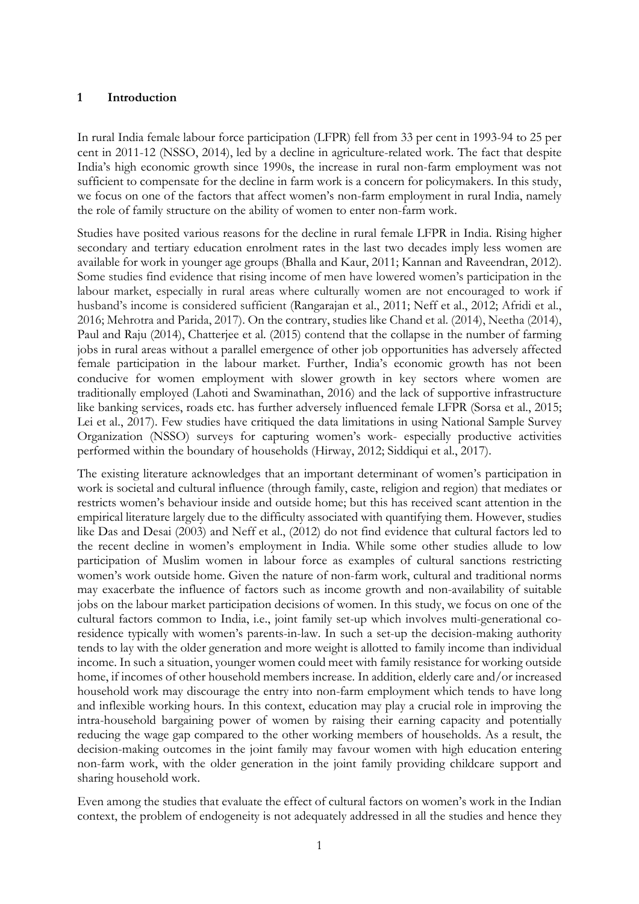## 1 Introduction

In rural India female labour force participation (LFPR) fell from 33 per cent in 1993-94 to 25 per cent in 2011-12 (NSSO, 2014), led by a decline in agriculture-related work. The fact that despite India's high economic growth since 1990s, the increase in rural non-farm employment was not sufficient to compensate for the decline in farm work is a concern for policymakers. In this study, we focus on one of the factors that affect women's non-farm employment in rural India, namely the role of family structure on the ability of women to enter non-farm work.

Studies have posited various reasons for the decline in rural female LFPR in India. Rising higher secondary and tertiary education enrolment rates in the last two decades imply less women are available for work in younger age groups (Bhalla and Kaur, 2011; Kannan and Raveendran, 2012). Some studies find evidence that rising income of men have lowered women's participation in the labour market, especially in rural areas where culturally women are not encouraged to work if husband's income is considered sufficient (Rangarajan et al., 2011; Neff et al., 2012; Afridi et al., 2016; Mehrotra and Parida, 2017). On the contrary, studies like Chand et al. (2014), Neetha (2014), Paul and Raju (2014), Chatterjee et al. (2015) contend that the collapse in the number of farming jobs in rural areas without a parallel emergence of other job opportunities has adversely affected female participation in the labour market. Further, India's economic growth has not been conducive for women employment with slower growth in key sectors where women are traditionally employed (Lahoti and Swaminathan, 2016) and the lack of supportive infrastructure like banking services, roads etc. has further adversely influenced female LFPR (Sorsa et al., 2015; Lei et al., 2017). Few studies have critiqued the data limitations in using National Sample Survey Organization (NSSO) surveys for capturing women's work- especially productive activities performed within the boundary of households (Hirway, 2012; Siddiqui et al., 2017).

The existing literature acknowledges that an important determinant of women's participation in work is societal and cultural influence (through family, caste, religion and region) that mediates or restricts women's behaviour inside and outside home; but this has received scant attention in the empirical literature largely due to the difficulty associated with quantifying them. However, studies like Das and Desai (2003) and Neff et al., (2012) do not find evidence that cultural factors led to the recent decline in women's employment in India. While some other studies allude to low participation of Muslim women in labour force as examples of cultural sanctions restricting women's work outside home. Given the nature of non-farm work, cultural and traditional norms may exacerbate the influence of factors such as income growth and non-availability of suitable jobs on the labour market participation decisions of women. In this study, we focus on one of the cultural factors common to India, i.e., joint family set-up which involves multi-generational co-residence typically with women's parents-in-law. In such a set-up the decision-making authority tends to lay with the older generation and more weight is allotted to family income than individual income. In such a situation, younger women could meet with family resistance for working outside home, if incomes of other household members increase. In addition, elderly care and/or increased household work may discourage the entry into non-farm employment which tends to have long and inflexible working hours. In this context, education may play a crucial role in improving the intra-household bargaining power of women by raising their earning capacity and potentially reducing the wage gap compared to the other working members of households. As a result, the decision-making outcomes in the joint family may favour women with high education entering non-farm work, with the older generation in the joint family providing childcare support and sharing household work.

Even among the studies that evaluate the effect of cultural factors on women's work in the Indian context, the problem of endogeneity is not adequately addressed in all the studies and hence they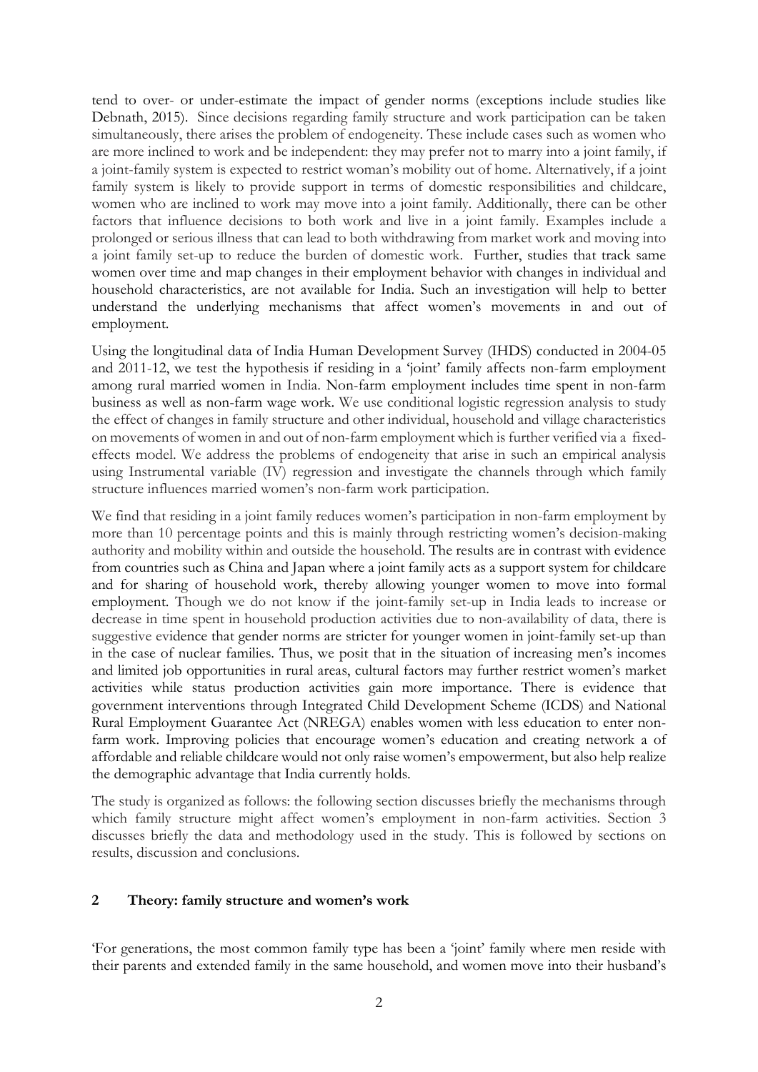tend to over- or under-estimate the impact of gender norms (exceptions include studies like Debnath, 2015). Since decisions regarding family structure and work participation can be taken simultaneously, there arises the problem of endogeneity. These include cases such as women who are more inclined to work and be independent: they may prefer not to marry into a joint family, if a joint-family system is expected to restrict woman's mobility out of home. Alternatively, if a joint family system is likely to provide support in terms of domestic responsibilities and childcare, women who are inclined to work may move into a joint family. Additionally, there can be other factors that influence decisions to both work and live in a joint family. Examples include a prolonged or serious illness that can lead to both withdrawing from market work and moving into a joint family set-up to reduce the burden of domestic work. Further, studies that track same women over time and map changes in their employment behavior with changes in individual and household characteristics, are not available for India. Such an investigation will help to better understand the underlying mechanisms that affect women's movements in and out of employment.

Using the longitudinal data of India Human Development Survey (IHDS) conducted in 2004-05 and 2011-12, we test the hypothesis if residing in a 'joint' family affects non-farm employment among rural married women in India. Non-farm employment includes time spent in non-farm business as well as non-farm wage work. We use conditional logistic regression analysis to study the effect of changes in family structure and other individual, household and village characteristics on movements of women in and out of non-farm employment which is further verified via a fixed-effects model. We address the problems of endogeneity that arise in such an empirical analysis using Instrumental variable (IV) regression and investigate the channels through which family structure influences married women's non-farm work participation.

We find that residing in a joint family reduces women's participation in non-farm employment by more than 10 percentage points and this is mainly through restricting women's decision-making authority and mobility within and outside the household. The results are in contrast with evidence from countries such as China and Japan where a joint family acts as a support system for childcare and for sharing of household work, thereby allowing younger women to move into formal employment. Though we do not know if the joint-family set-up in India leads to increase or decrease in time spent in household production activities due to non-availability of data, there is suggestive evidence that gender norms are stricter for younger women in joint-family set-up than in the case of nuclear families. Thus, we posit that in the situation of increasing men's incomes and limited job opportunities in rural areas, cultural factors may further restrict women's market activities while status production activities gain more importance. There is evidence that government interventions through Integrated Child Development Scheme (ICDS) and National Rural Employment Guarantee Act (NREGA) enables women with less education to enter non-farm work. Improving policies that encourage women's education and creating network a of affordable and reliable childcare would not only raise women's empowerment, but also help realize the demographic advantage that India currently holds.

The study is organized as follows: the following section discusses briefly the mechanisms through which family structure might affect women's employment in non-farm activities. Section 3 discusses briefly the data and methodology used in the study. This is followed by sections on results, discussion and conclusions.

## 2 Theory: family structure and women's work

'For generations, the most common family type has been a 'joint' family where men reside with their parents and extended family in the same household, and women move into their husband's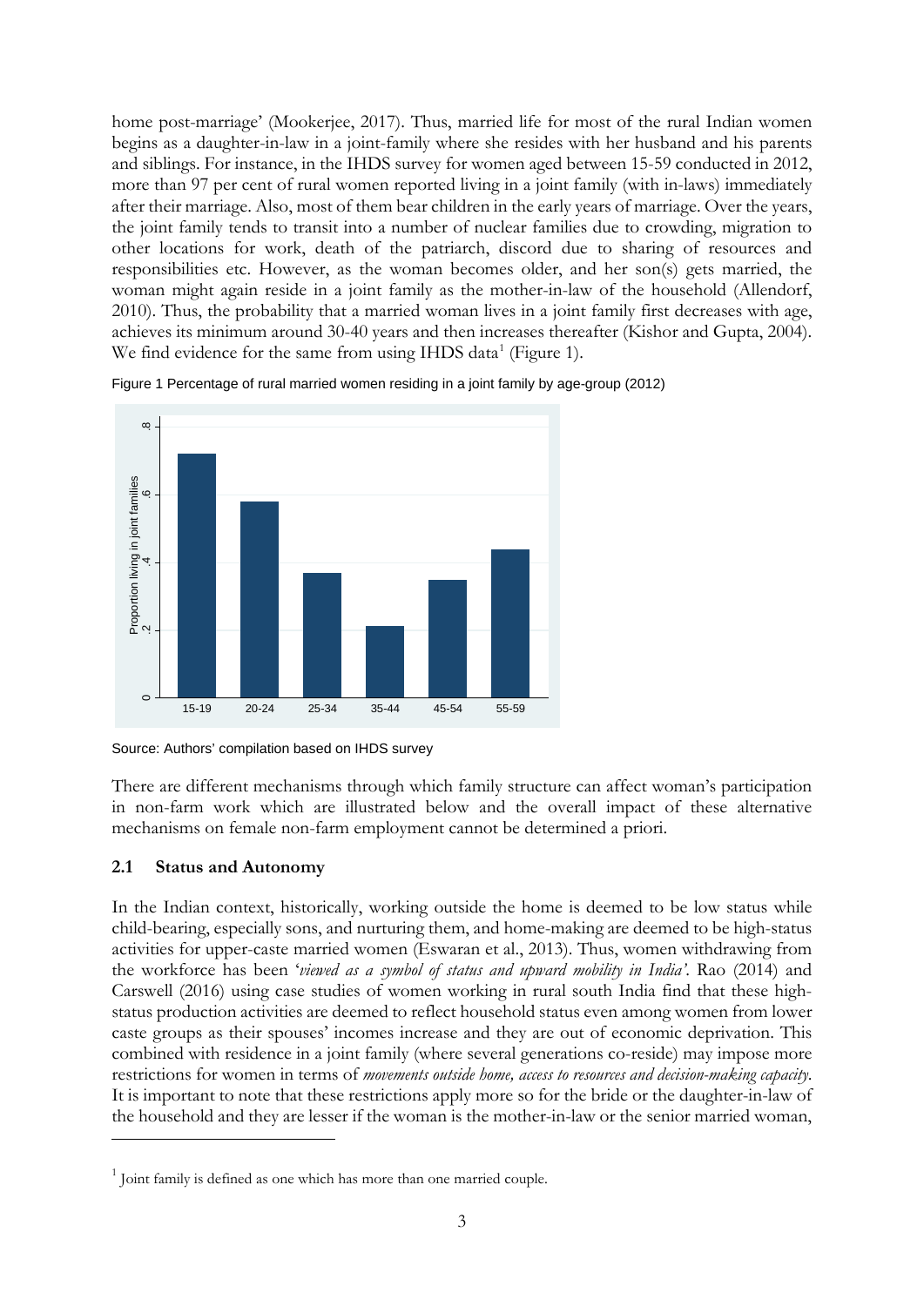home post-marriage' (Mookerjee, 2017). Thus, married life for most of the rural Indian women begins as a daughter-in-law in a joint-family where she resides with her husband and his parents and siblings. For instance, in the IHDS survey for women aged between 15-59 conducted in 2012, more than 97 per cent of rural women reported living in a joint family (with in-laws) immediately after their marriage. Also, most of them bear children in the early years of marriage. Over the years, the joint family tends to transit into a number of nuclear families due to crowding, migration to other locations for work, death of the patriarch, discord due to sharing of resources and responsibilities etc. However, as the woman becomes older, and her son(s) gets married, the woman might again reside in a joint family as the mother-in-law of the household (Allendorf, 2010). Thus, the probability that a married woman lives in a joint family first decreases with age, achieves its minimum around 30-40 years and then increases thereafter (Kishor and Gupta, 2004). We find evidence for the same from using IHDS data[1] (Figure 1).

Figure 1 Percentage of rural married women residing in a joint family by age-group (2012)

Source: Authors' compilation based on IHDS survey

There are different mechanisms through which family structure can affect woman's participation in non-farm work which are illustrated below and the overall impact of these alternative mechanisms on female non-farm employment cannot be determined a priori.

## 2.1 Status and Autonomy

In the Indian context, historically, working outside the home is deemed to be low status while child-bearing, especially sons, and nurturing them, and home-making are deemed to be high-status activities for upper-caste married women (Eswaran et al., 2013). Thus, women withdrawing from the workforce has been '*viewed as a symbol of status and upward mobility in India'*. Rao (2014) and Carswell (2016) using case studies of women working in rural south India find that these high-status production activities are deemed to reflect household status even among women from lower caste groups as their spouses' incomes increase and they are out of economic deprivation. This combined with residence in a joint family (where several generations co-reside) may impose more restrictions for women in terms of *movements outside home, access to resources and decision-making capacity*. It is important to note that these restrictions apply more so for the bride or the daughter-in-law of the household and they are lesser if the woman is the mother-in-law or the senior married woman,

[1] Joint family is defined as one which has more than one married couple.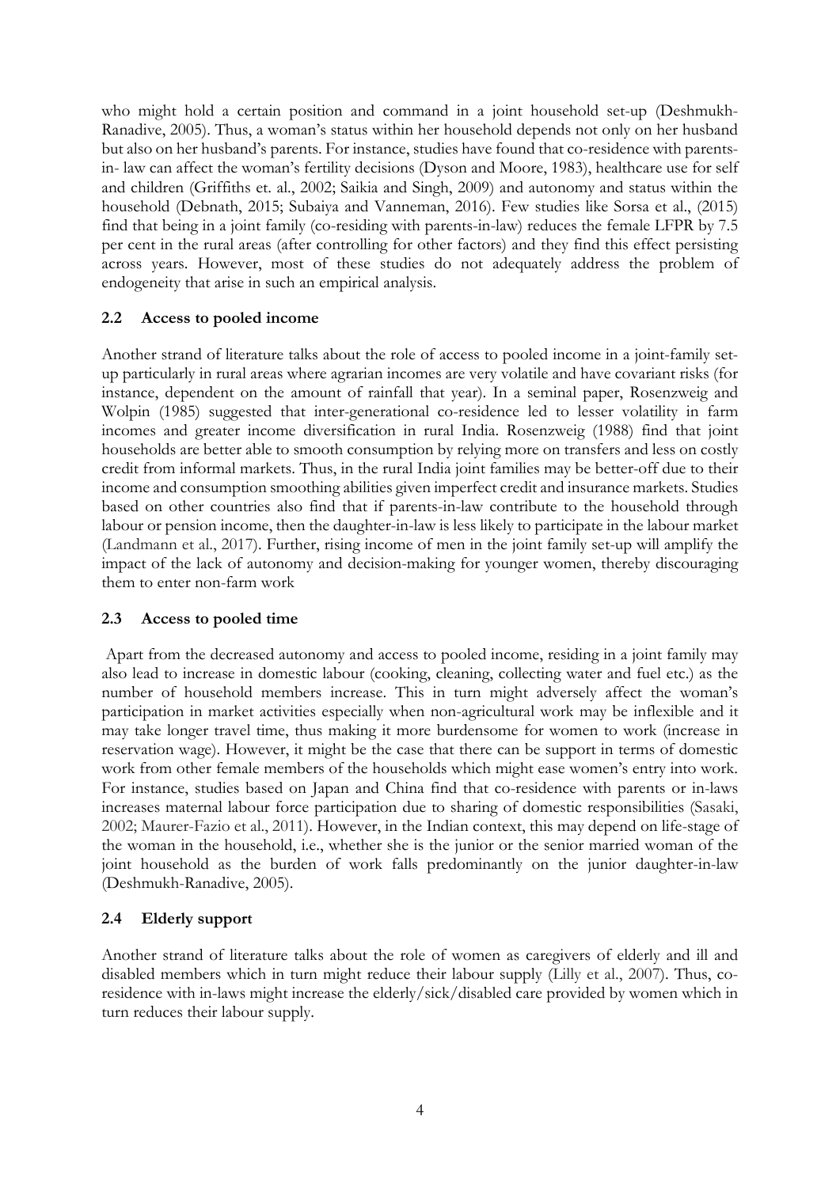who might hold a certain position and command in a joint household set-up (Deshmukh-Ranadive, 2005). Thus, a woman's status within her household depends not only on her husband but also on her husband's parents. For instance, studies have found that co-residence with parents-in- law can affect the woman's fertility decisions (Dyson and Moore, 1983), healthcare use for self and children (Griffiths et. al., 2002; Saikia and Singh, 2009) and autonomy and status within the household (Debnath, 2015; Subaiya and Vanneman, 2016). Few studies like Sorsa et al., (2015) find that being in a joint family (co-residing with parents-in-law) reduces the female LFPR by 7.5 per cent in the rural areas (after controlling for other factors) and they find this effect persisting across years. However, most of these studies do not adequately address the problem of endogeneity that arise in such an empirical analysis.

### 2.2 Access to pooled income

Another strand of literature talks about the role of access to pooled income in a joint-family set-up particularly in rural areas where agrarian incomes are very volatile and have covariant risks (for instance, dependent on the amount of rainfall that year). In a seminal paper, Rosenzweig and Wolpin (1985) suggested that inter-generational co-residence led to lesser volatility in farm incomes and greater income diversification in rural India. Rosenzweig (1988) find that joint households are better able to smooth consumption by relying more on transfers and less on costly credit from informal markets. Thus, in the rural India joint families may be better-off due to their income and consumption smoothing abilities given imperfect credit and insurance markets. Studies based on other countries also find that if parents-in-law contribute to the household through labour or pension income, then the daughter-in-law is less likely to participate in the labour market (Landmann et al., 2017). Further, rising income of men in the joint family set-up will amplify the impact of the lack of autonomy and decision-making for younger women, thereby discouraging them to enter non-farm work

### 2.3 Access to pooled time

Apart from the decreased autonomy and access to pooled income, residing in a joint family may also lead to increase in domestic labour (cooking, cleaning, collecting water and fuel etc.) as the number of household members increase. This in turn might adversely affect the woman's participation in market activities especially when non-agricultural work may be inflexible and it may take longer travel time, thus making it more burdensome for women to work (increase in reservation wage). However, it might be the case that there can be support in terms of domestic work from other female members of the households which might ease women's entry into work. For instance, studies based on Japan and China find that co-residence with parents or in-laws increases maternal labour force participation due to sharing of domestic responsibilities (Sasaki, 2002; Maurer-Fazio et al., 2011). However, in the Indian context, this may depend on life-stage of the woman in the household, i.e., whether she is the junior or the senior married woman of the joint household as the burden of work falls predominantly on the junior daughter-in-law (Deshmukh-Ranadive, 2005).

### 2.4 Elderly support

Another strand of literature talks about the role of women as caregivers of elderly and ill and disabled members which in turn might reduce their labour supply (Lilly et al., 2007). Thus, co-residence with in-laws might increase the elderly/sick/disabled care provided by women which in turn reduces their labour supply.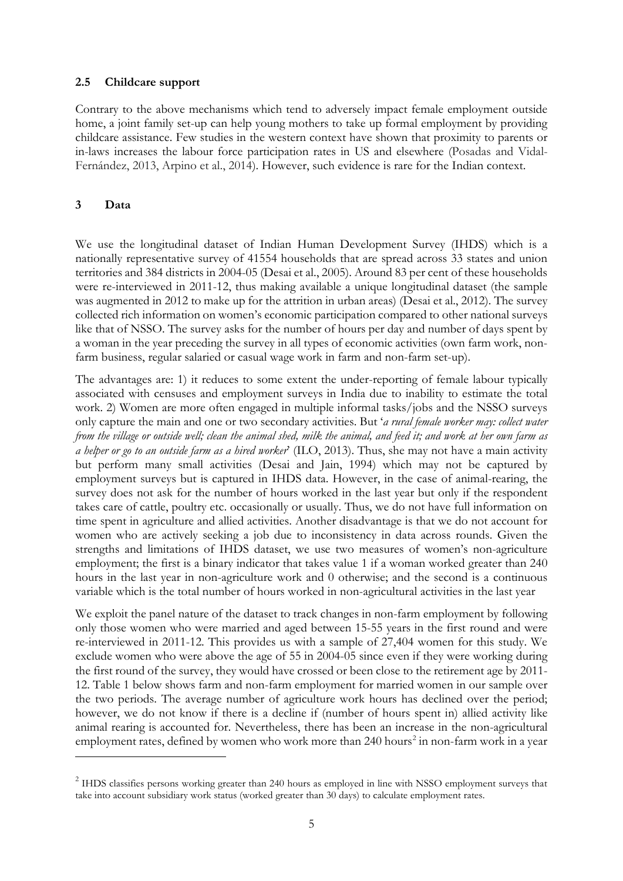### 2.5 Childcare support

Contrary to the above mechanisms which tend to adversely impact female employment outside home, a joint family set-up can help young mothers to take up formal employment by providing childcare assistance. Few studies in the western context have shown that proximity to parents or in-laws increases the labour force participation rates in US and elsewhere (Posadas and Vidal-Fernández, 2013, Arpino et al., 2014). However, such evidence is rare for the Indian context.

## 3 Data

We use the longitudinal dataset of Indian Human Development Survey (IHDS) which is a nationally representative survey of 41554 households that are spread across 33 states and union territories and 384 districts in 2004-05 (Desai et al., 2005). Around 83 per cent of these households were re-interviewed in 2011-12, thus making available a unique longitudinal dataset (the sample was augmented in 2012 to make up for the attrition in urban areas) (Desai et al., 2012). The survey collected rich information on women's economic participation compared to other national surveys like that of NSSO. The survey asks for the number of hours per day and number of days spent by a woman in the year preceding the survey in all types of economic activities (own farm work, non-farm business, regular salaried or casual wage work in farm and non-farm set-up).

The advantages are: 1) it reduces to some extent the under-reporting of female labour typically associated with censuses and employment surveys in India due to inability to estimate the total work. 2) Women are more often engaged in multiple informal tasks/jobs and the NSSO surveys only capture the main and one or two secondary activities. But '*a rural female worker may: collect water from the village or outside well; clean the animal shed, milk the animal, and feed it; and work at her own farm as a helper or go to an outside farm as a hired worker*' (ILO, 2013). Thus, she may not have a main activity but perform many small activities (Desai and Jain, 1994) which may not be captured by employment surveys but is captured in IHDS data. However, in the case of animal-rearing, the survey does not ask for the number of hours worked in the last year but only if the respondent takes care of cattle, poultry etc. occasionally or usually. Thus, we do not have full information on time spent in agriculture and allied activities. Another disadvantage is that we do not account for women who are actively seeking a job due to inconsistency in data across rounds. Given the strengths and limitations of IHDS dataset, we use two measures of women's non-agriculture employment; the first is a binary indicator that takes value 1 if a woman worked greater than 240 hours in the last year in non-agriculture work and 0 otherwise; and the second is a continuous variable which is the total number of hours worked in non-agricultural activities in the last year

We exploit the panel nature of the dataset to track changes in non-farm employment by following only those women who were married and aged between 15-55 years in the first round and were re-interviewed in 2011-12. This provides us with a sample of 27,404 women for this study. We exclude women who were above the age of 55 in 2004-05 since even if they were working during the first round of the survey, they would have crossed or been close to the retirement age by 2011-12. Table 1 below shows farm and non-farm employment for married women in our sample over the two periods. The average number of agriculture work hours has declined over the period; however, we do not know if there is a decline if (number of hours spent in) allied activity like animal rearing is accounted for. Nevertheless, there has been an increase in the non-agricultural employment rates, defined by women who work more than 240 hours[2] in non-farm work in a year

[2] IHDS classifies persons working greater than 240 hours as employed in line with NSSO employment surveys that take into account subsidiary work status (worked greater than 30 days) to calculate employment rates.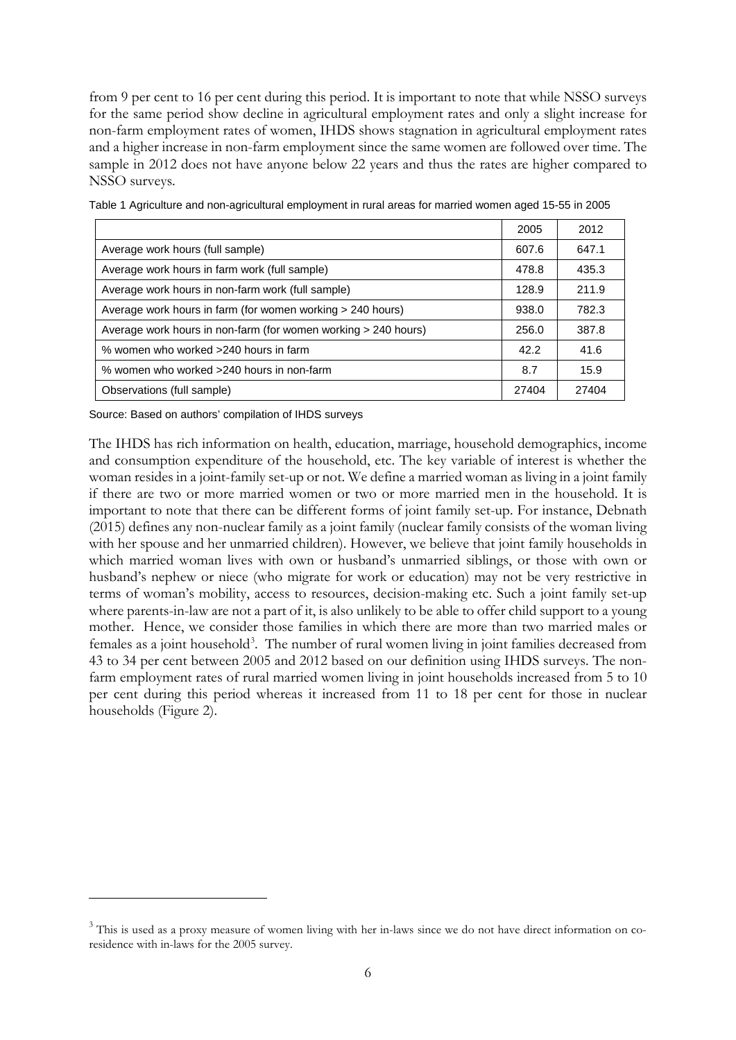from 9 per cent to 16 per cent during this period. It is important to note that while NSSO surveys for the same period show decline in agricultural employment rates and only a slight increase for non-farm employment rates of women, IHDS shows stagnation in agricultural employment rates and a higher increase in non-farm employment since the same women are followed over time. The sample in 2012 does not have anyone below 22 years and thus the rates are higher compared to NSSO surveys.

Table 1 Agriculture and non-agricultural employment in rural areas for married women aged 15-55 in 2005

| | 2005 | 2012 |
|---|---|---|
| Average work hours (full sample) | 607.6 | 647.1 |
| Average work hours in farm work (full sample) | 478.8 | 435.3 |
| Average work hours in non-farm work (full sample) | 128.9 | 211.9 |
| Average work hours in farm (for women working > 240 hours) | 938.0 | 782.3 |
| Average work hours in non-farm (for women working > 240 hours) | 256.0 | 387.8 |
| % women who worked >240 hours in farm | 42.2 | 41.6 |
| % women who worked >240 hours in non-farm | 8.7 | 15.9 |
| Observations (full sample) | 27404 | 27404 |

Source: Based on authors' compilation of IHDS surveys

The IHDS has rich information on health, education, marriage, household demographics, income and consumption expenditure of the household, etc. The key variable of interest is whether the woman resides in a joint-family set-up or not. We define a married woman as living in a joint family if there are two or more married women or two or more married men in the household. It is important to note that there can be different forms of joint family set-up. For instance, Debnath (2015) defines any non-nuclear family as a joint family (nuclear family consists of the woman living with her spouse and her unmarried children). However, we believe that joint family households in which married woman lives with own or husband's unmarried siblings, or those with own or husband's nephew or niece (who migrate for work or education) may not be very restrictive in terms of woman's mobility, access to resources, decision-making etc. Such a joint family set-up where parents-in-law are not a part of it, is also unlikely to be able to offer child support to a young mother. Hence, we consider those families in which there are more than two married males or females as a joint household[3]. The number of rural women living in joint families decreased from 43 to 34 per cent between 2005 and 2012 based on our definition using IHDS surveys. The non-farm employment rates of rural married women living in joint households increased from 5 to 10 per cent during this period whereas it increased from 11 to 18 per cent for those in nuclear households (Figure 2).

[3] This is used as a proxy measure of women living with her in-laws since we do not have direct information on co-residence with in-laws for the 2005 survey.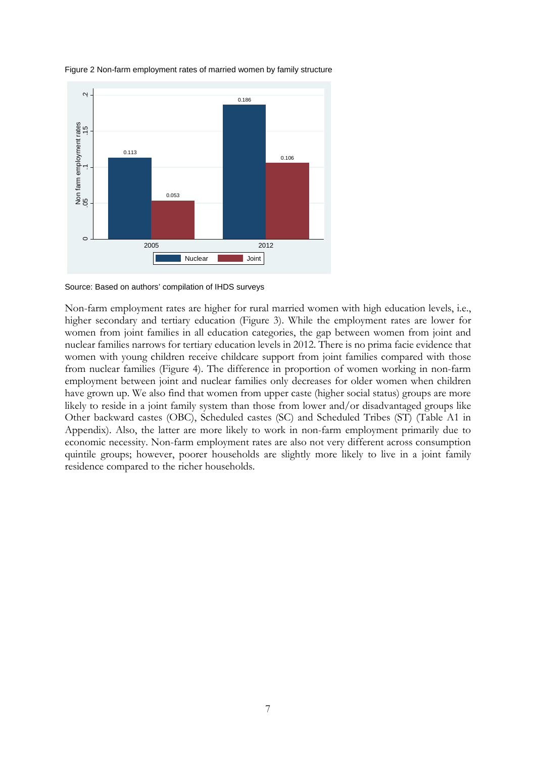Figure 2 Non-farm employment rates of married women by family structure

Source: Based on authors' compilation of IHDS surveys

Non-farm employment rates are higher for rural married women with high education levels, i.e., higher secondary and tertiary education (Figure 3). While the employment rates are lower for women from joint families in all education categories, the gap between women from joint and nuclear families narrows for tertiary education levels in 2012. There is no prima facie evidence that women with young children receive childcare support from joint families compared with those from nuclear families (Figure 4). The difference in proportion of women working in non-farm employment between joint and nuclear families only decreases for older women when children have grown up. We also find that women from upper caste (higher social status) groups are more likely to reside in a joint family system than those from lower and/or disadvantaged groups like Other backward castes (OBC), Scheduled castes (SC) and Scheduled Tribes (ST) (Table A1 in Appendix). Also, the latter are more likely to work in non-farm employment primarily due to economic necessity. Non-farm employment rates are also not very different across consumption quintile groups; however, poorer households are slightly more likely to live in a joint family residence compared to the richer households.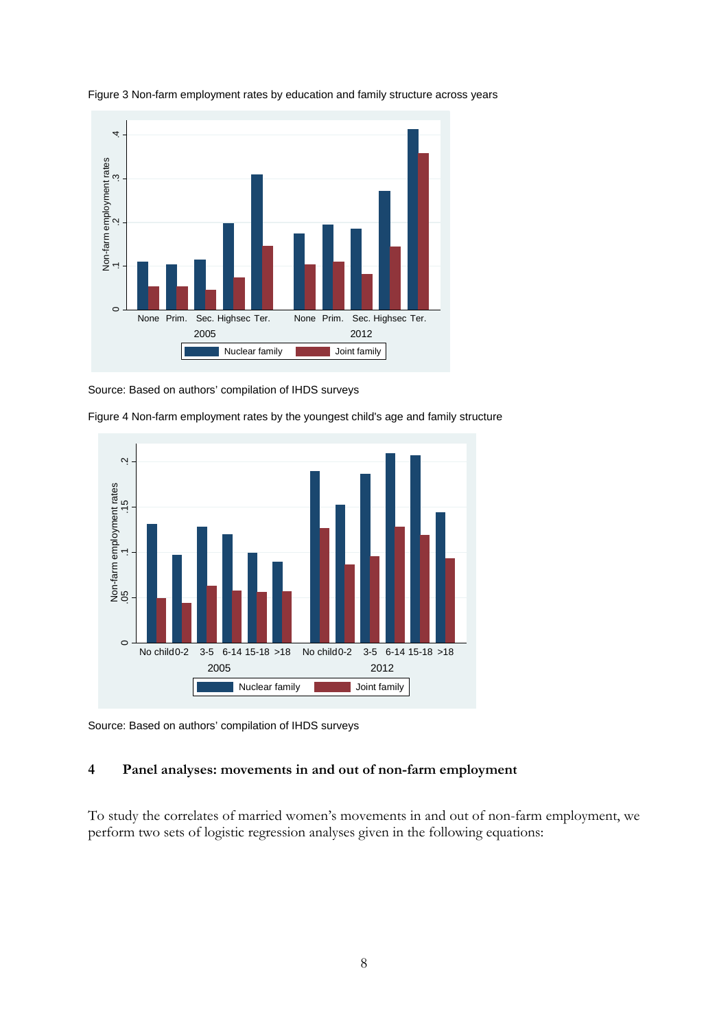Figure 3 Non-farm employment rates by education and family structure across years

Source: Based on authors' compilation of IHDS surveys

Figure 4 Non-farm employment rates by the youngest child's age and family structure

Source: Based on authors' compilation of IHDS surveys

## 4 Panel analyses: movements in and out of non-farm employment

To study the correlates of married women's movements in and out of non-farm employment, we perform two sets of logistic regression analyses given in the following equations: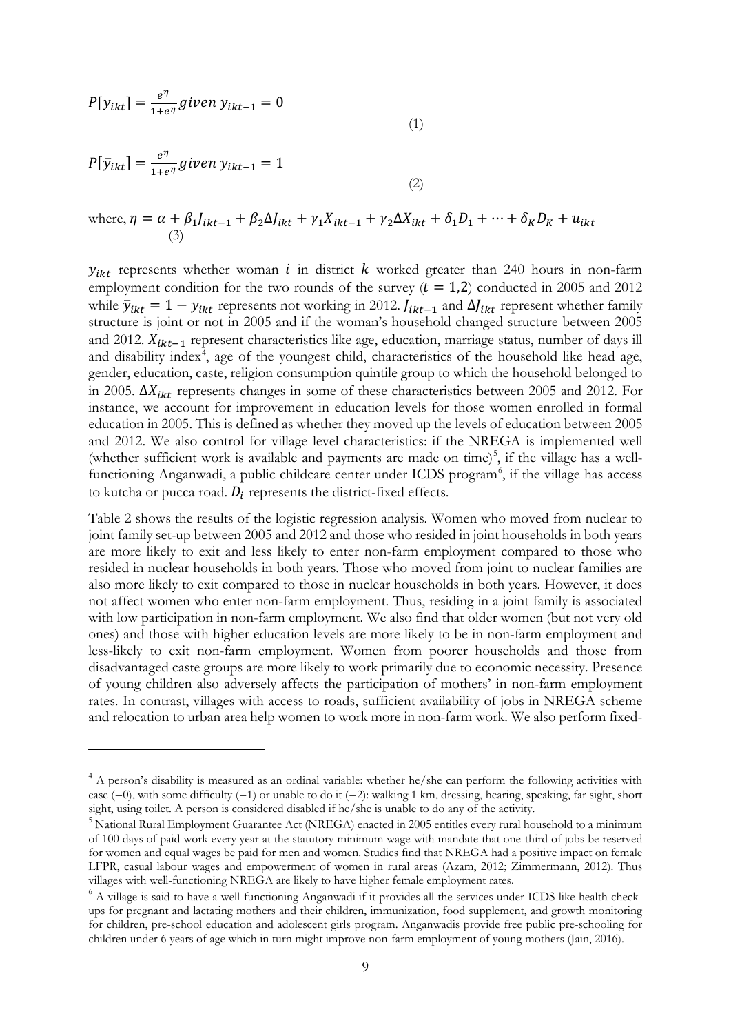$$P[y_{ikt}] = \frac{e^{\eta}}{1+e^{\eta}} given\ y_{ikt-1} = 0 \tag{1}$$

$$P[\bar{y}_{ikt}] = \frac{e^{\eta}}{1+e^{\eta}} given\ y_{ikt-1} = 1 \tag{2}$$

where, $\eta = \alpha + \beta_1 J_{ikt-1} + \beta_2 \Delta J_{ikt} + \gamma_1 X_{ikt-1} + \gamma_2 \Delta X_{ikt} + \delta_1 D_1 + \cdots + \delta_K D_K + u_{ikt}$ (3)

$y_{ikt}$ represents whether woman $i$ in district $k$ worked greater than 240 hours in non-farm employment condition for the two rounds of the survey ($t = 1,2$) conducted in 2005 and 2012 while $\bar{y}_{ikt} = 1 - y_{ikt}$ represents not working in 2012. $J_{ikt-1}$ and $\Delta J_{ikt}$ represent whether family structure is joint or not in 2005 and if the woman's household changed structure between 2005 and 2012. $X_{ikt-1}$ represent characteristics like age, education, marriage status, number of days ill and disability index[4], age of the youngest child, characteristics of the household like head age, gender, education, caste, religion consumption quintile group to which the household belonged to in 2005. $\Delta X_{ikt}$ represents changes in some of these characteristics between 2005 and 2012. For instance, we account for improvement in education levels for those women enrolled in formal education in 2005. This is defined as whether they moved up the levels of education between 2005 and 2012. We also control for village level characteristics: if the NREGA is implemented well (whether sufficient work is available and payments are made on time)[5], if the village has a well-functioning Anganwadi, a public childcare center under ICDS program[6], if the village has access to kutcha or pucca road. $D_i$ represents the district-fixed effects.

Table 2 shows the results of the logistic regression analysis. Women who moved from nuclear to joint family set-up between 2005 and 2012 and those who resided in joint households in both years are more likely to exit and less likely to enter non-farm employment compared to those who resided in nuclear households in both years. Those who moved from joint to nuclear families are also more likely to exit compared to those in nuclear households in both years. However, it does not affect women who enter non-farm employment. Thus, residing in a joint family is associated with low participation in non-farm employment. We also find that older women (but not very old ones) and those with higher education levels are more likely to be in non-farm employment and less-likely to exit non-farm employment. Women from poorer households and those from disadvantaged caste groups are more likely to work primarily due to economic necessity. Presence of young children also adversely affects the participation of mothers' in non-farm employment rates. In contrast, villages with access to roads, sufficient availability of jobs in NREGA scheme and relocation to urban area help women to work more in non-farm work. We also perform fixed-

---

[4] A person's disability is measured as an ordinal variable: whether he/she can perform the following activities with ease (=0), with some difficulty (=1) or unable to do it (=2): walking 1 km, dressing, hearing, speaking, far sight, short sight, using toilet. A person is considered disabled if he/she is unable to do any of the activity.

[5] National Rural Employment Guarantee Act (NREGA) enacted in 2005 entitles every rural household to a minimum of 100 days of paid work every year at the statutory minimum wage with mandate that one-third of jobs be reserved for women and equal wages be paid for men and women. Studies find that NREGA had a positive impact on female LFPR, casual labour wages and empowerment of women in rural areas (Azam, 2012; Zimmermann, 2012). Thus villages with well-functioning NREGA are likely to have higher female employment rates.

[6] A village is said to have a well-functioning Anganwadi if it provides all the services under ICDS like health check-ups for pregnant and lactating mothers and their children, immunization, food supplement, and growth monitoring for children, pre-school education and adolescent girls program. Anganwadis provide free public pre-schooling for children under 6 years of age which in turn might improve non-farm employment of young mothers (Jain, 2016).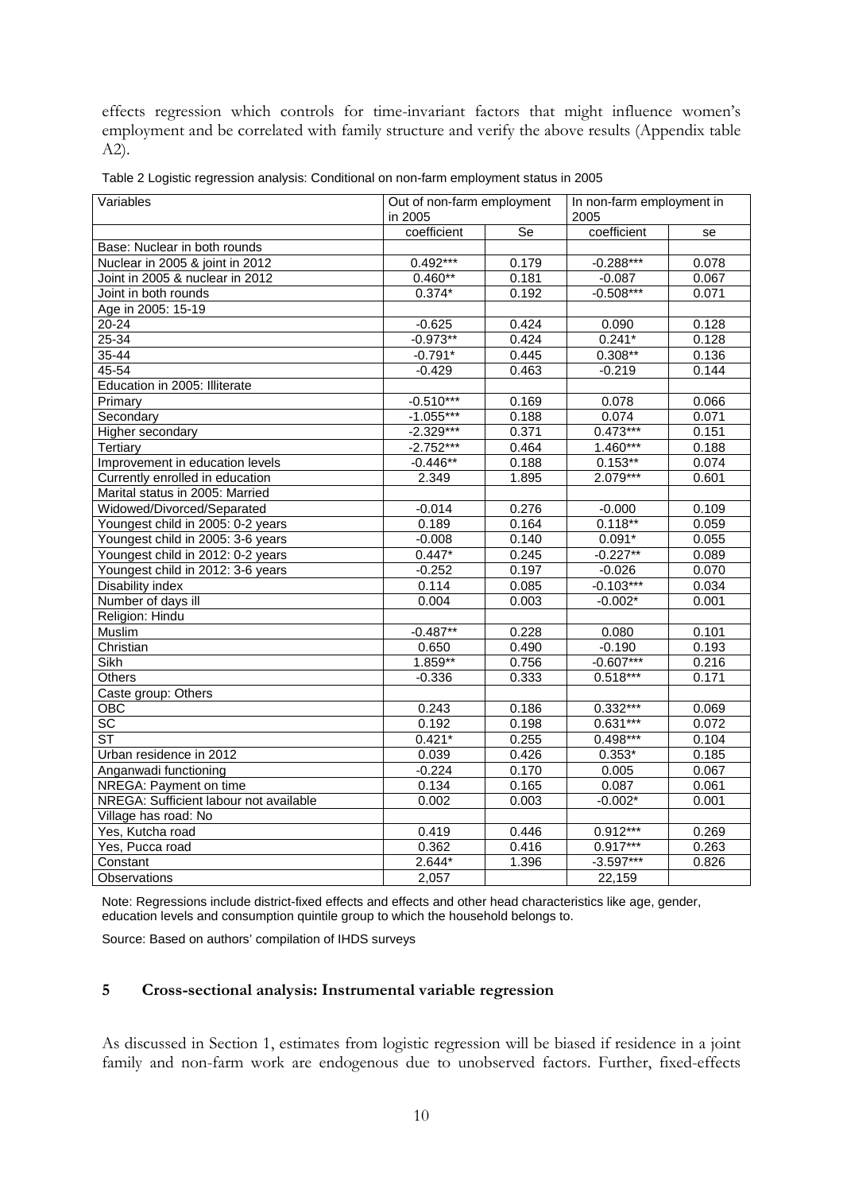effects regression which controls for time-invariant factors that might influence women's employment and be correlated with family structure and verify the above results (Appendix table A2).

Table 2 Logistic regression analysis: Conditional on non-farm employment status in 2005

| Variables | Out of non-farm employment in 2005 | | In non-farm employment in 2005 | |
|---|---|---|---|---|
| | coefficient | Se | coefficient | se |
| Base: Nuclear in both rounds | | | | |
| Nuclear in 2005 & joint in 2012 | 0.492*** | 0.179 | -0.288*** | 0.078 |
| Joint in 2005 & nuclear in 2012 | 0.460** | 0.181 | -0.087 | 0.067 |
| Joint in both rounds | 0.374* | 0.192 | -0.508*** | 0.071 |
| Age in 2005: 15-19 | | | | |
| 20-24 | -0.625 | 0.424 | 0.090 | 0.128 |
| 25-34 | -0.973** | 0.424 | 0.241* | 0.128 |
| 35-44 | -0.791* | 0.445 | 0.308** | 0.136 |
| 45-54 | -0.429 | 0.463 | -0.219 | 0.144 |
| Education in 2005: Illiterate | | | | |
| Primary | -0.510*** | 0.169 | 0.078 | 0.066 |
| Secondary | -1.055*** | 0.188 | 0.074 | 0.071 |
| Higher secondary | -2.329*** | 0.371 | 0.473*** | 0.151 |
| Tertiary | -2.752*** | 0.464 | 1.460*** | 0.188 |
| Improvement in education levels | -0.446** | 0.188 | 0.153** | 0.074 |
| Currently enrolled in education | 2.349 | 1.895 | 2.079*** | 0.601 |
| Marital status in 2005: Married | | | | |
| Widowed/Divorced/Separated | -0.014 | 0.276 | -0.000 | 0.109 |
| Youngest child in 2005: 0-2 years | 0.189 | 0.164 | 0.118** | 0.059 |
| Youngest child in 2005: 3-6 years | -0.008 | 0.140 | 0.091* | 0.055 |
| Youngest child in 2012: 0-2 years | 0.447* | 0.245 | -0.227** | 0.089 |
| Youngest child in 2012: 3-6 years | -0.252 | 0.197 | -0.026 | 0.070 |
| Disability index | 0.114 | 0.085 | -0.103*** | 0.034 |
| Number of days ill | 0.004 | 0.003 | -0.002* | 0.001 |
| Religion: Hindu | | | | |
| Muslim | -0.487** | 0.228 | 0.080 | 0.101 |
| Christian | 0.650 | 0.490 | -0.190 | 0.193 |
| Sikh | 1.859** | 0.756 | -0.607*** | 0.216 |
| Others | -0.336 | 0.333 | 0.518*** | 0.171 |
| Caste group: Others | | | | |
| OBC | 0.243 | 0.186 | 0.332*** | 0.069 |
| SC | 0.192 | 0.198 | 0.631*** | 0.072 |
| ST | 0.421* | 0.255 | 0.498*** | 0.104 |
| Urban residence in 2012 | 0.039 | 0.426 | 0.353* | 0.185 |
| Anganwadi functioning | -0.224 | 0.170 | 0.005 | 0.067 |
| NREGA: Payment on time | 0.134 | 0.165 | 0.087 | 0.061 |
| NREGA: Sufficient labour not available | 0.002 | 0.003 | -0.002* | 0.001 |
| Village has road: No | | | | |
| Yes, Kutcha road | 0.419 | 0.446 | 0.912*** | 0.269 |
| Yes, Pucca road | 0.362 | 0.416 | 0.917*** | 0.263 |
| Constant | 2.644* | 1.396 | -3.597*** | 0.826 |
| Observations | 2,057 | | 22,159 | |

Note: Regressions include district-fixed effects and effects and other head characteristics like age, gender, education levels and consumption quintile group to which the household belongs to.

Source: Based on authors' compilation of IHDS surveys

## 5 Cross-sectional analysis: Instrumental variable regression

As discussed in Section 1, estimates from logistic regression will be biased if residence in a joint family and non-farm work are endogenous due to unobserved factors. Further, fixed-effects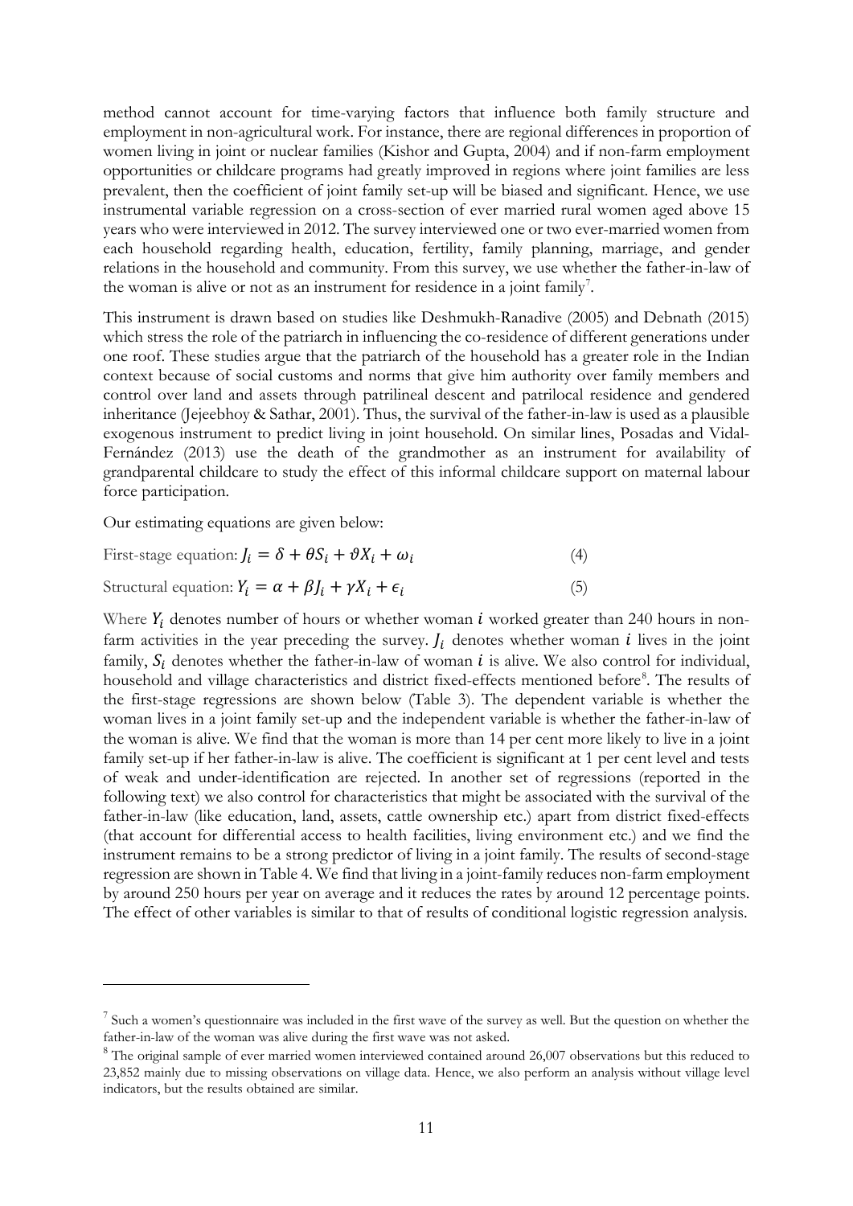method cannot account for time-varying factors that influence both family structure and employment in non-agricultural work. For instance, there are regional differences in proportion of women living in joint or nuclear families (Kishor and Gupta, 2004) and if non-farm employment opportunities or childcare programs had greatly improved in regions where joint families are less prevalent, then the coefficient of joint family set-up will be biased and significant. Hence, we use instrumental variable regression on a cross-section of ever married rural women aged above 15 years who were interviewed in 2012. The survey interviewed one or two ever-married women from each household regarding health, education, fertility, family planning, marriage, and gender relations in the household and community. From this survey, we use whether the father-in-law of the woman is alive or not as an instrument for residence in a joint family[7].

This instrument is drawn based on studies like Deshmukh-Ranadive (2005) and Debnath (2015) which stress the role of the patriarch in influencing the co-residence of different generations under one roof. These studies argue that the patriarch of the household has a greater role in the Indian context because of social customs and norms that give him authority over family members and control over land and assets through patrilineal descent and patrilocal residence and gendered inheritance (Jejeebhoy & Sathar, 2001). Thus, the survival of the father-in-law is used as a plausible exogenous instrument to predict living in joint household. On similar lines, Posadas and Vidal-Fernández (2013) use the death of the grandmother as an instrument for availability of grandparental childcare to study the effect of this informal childcare support on maternal labour force participation.

Our estimating equations are given below:

First-stage equation: $J_i = \delta + \theta S_i + \vartheta X_i + \omega_i$ (4)

Structural equation: $Y_i = \alpha + \beta J_i + \gamma X_i + \epsilon_i$ (5)

Where $Y_i$ denotes number of hours or whether woman $i$ worked greater than 240 hours in non-farm activities in the year preceding the survey. $J_i$ denotes whether woman $i$ lives in the joint family, $S_i$ denotes whether the father-in-law of woman $i$ is alive. We also control for individual, household and village characteristics and district fixed-effects mentioned before[8]. The results of the first-stage regressions are shown below (Table 3). The dependent variable is whether the woman lives in a joint family set-up and the independent variable is whether the father-in-law of the woman is alive. We find that the woman is more than 14 per cent more likely to live in a joint family set-up if her father-in-law is alive. The coefficient is significant at 1 per cent level and tests of weak and under-identification are rejected. In another set of regressions (reported in the following text) we also control for characteristics that might be associated with the survival of the father-in-law (like education, land, assets, cattle ownership etc.) apart from district fixed-effects (that account for differential access to health facilities, living environment etc.) and we find the instrument remains to be a strong predictor of living in a joint family. The results of second-stage regression are shown in Table 4. We find that living in a joint-family reduces non-farm employment by around 250 hours per year on average and it reduces the rates by around 12 percentage points. The effect of other variables is similar to that of results of conditional logistic regression analysis.

---

[7] Such a women's questionnaire was included in the first wave of the survey as well. But the question on whether the father-in-law of the woman was alive during the first wave was not asked.

[8] The original sample of ever married women interviewed contained around 26,007 observations but this reduced to 23,852 mainly due to missing observations on village data. Hence, we also perform an analysis without village level indicators, but the results obtained are similar.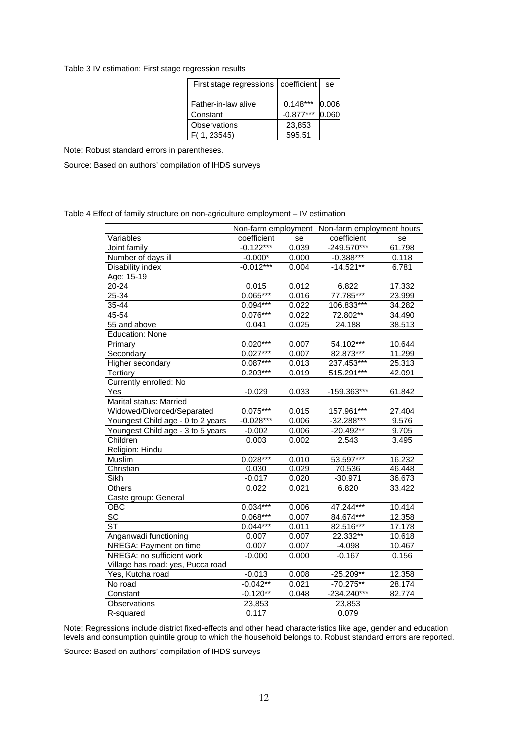Table 3 IV estimation: First stage regression results

| First stage regressions | coefficient | se |
|---|---|---|
| | | |
| Father-in-law alive | 0.148*** | 0.006 |
| Constant | -0.877*** | 0.060 |
| Observations | 23,853 | |
| F( 1, 23545) | 595.51 | |

Note: Robust standard errors in parentheses.

Source: Based on authors' compilation of IHDS surveys

Table 4 Effect of family structure on non-agriculture employment – IV estimation

| | Non-farm employment | | Non-farm employment hours | |
|---|---|---|---|---|
| Variables | coefficient | se | coefficient | se |
| Joint family | -0.122*** | 0.039 | -249.570*** | 61.798 |
| Number of days ill | -0.000* | 0.000 | -0.388*** | 0.118 |
| Disability index | -0.012*** | 0.004 | -14.521** | 6.781 |
| Age: 15-19 | | | | |
| 20-24 | 0.015 | 0.012 | 6.822 | 17.332 |
| 25-34 | 0.065*** | 0.016 | 77.785*** | 23.999 |
| 35-44 | 0.094*** | 0.022 | 106.833*** | 34.282 |
| 45-54 | 0.076*** | 0.022 | 72.802** | 34.490 |
| 55 and above | 0.041 | 0.025 | 24.188 | 38.513 |
| Education: None | | | | |
| Primary | 0.020*** | 0.007 | 54.102*** | 10.644 |
| Secondary | 0.027*** | 0.007 | 82.873*** | 11.299 |
| Higher secondary | 0.087*** | 0.013 | 237.453*** | 25.313 |
| Tertiary | 0.203*** | 0.019 | 515.291*** | 42.091 |
| Currently enrolled: No | | | | |
| Yes | -0.029 | 0.033 | -159.363*** | 61.842 |
| Marital status: Married | | | | |
| Widowed/Divorced/Separated | 0.075*** | 0.015 | 157.961*** | 27.404 |
| Youngest Child age - 0 to 2 years | -0.028*** | 0.006 | -32.288*** | 9.576 |
| Youngest Child age - 3 to 5 years | -0.002 | 0.006 | -20.492** | 9.705 |
| Children | 0.003 | 0.002 | 2.543 | 3.495 |
| Religion: Hindu | | | | |
| Muslim | 0.028*** | 0.010 | 53.597*** | 16.232 |
| Christian | 0.030 | 0.029 | 70.536 | 46.448 |
| Sikh | -0.017 | 0.020 | -30.971 | 36.673 |
| Others | 0.022 | 0.021 | 6.820 | 33.422 |
| Caste group: General | | | | |
| OBC | 0.034*** | 0.006 | 47.244*** | 10.414 |
| SC | 0.068*** | 0.007 | 84.674*** | 12.358 |
| ST | 0.044*** | 0.011 | 82.516*** | 17.178 |
| Anganwadi functioning | 0.007 | 0.007 | 22.332** | 10.618 |
| NREGA: Payment on time | 0.007 | 0.007 | -4.098 | 10.467 |
| NREGA: no sufficient work | -0.000 | 0.000 | -0.167 | 0.156 |
| Village has road: yes, Pucca road | | | | |
| Yes, Kutcha road | -0.013 | 0.008 | -25.209** | 12.358 |
| No road | -0.042** | 0.021 | -70.275** | 28.174 |
| Constant | -0.120** | 0.048 | -234.240*** | 82.774 |
| Observations | 23,853 | | 23,853 | |
| R-squared | 0.117 | | 0.079 | |

Note: Regressions include district fixed-effects and other head characteristics like age, gender and education levels and consumption quintile group to which the household belongs to. Robust standard errors are reported.

Source: Based on authors' compilation of IHDS surveys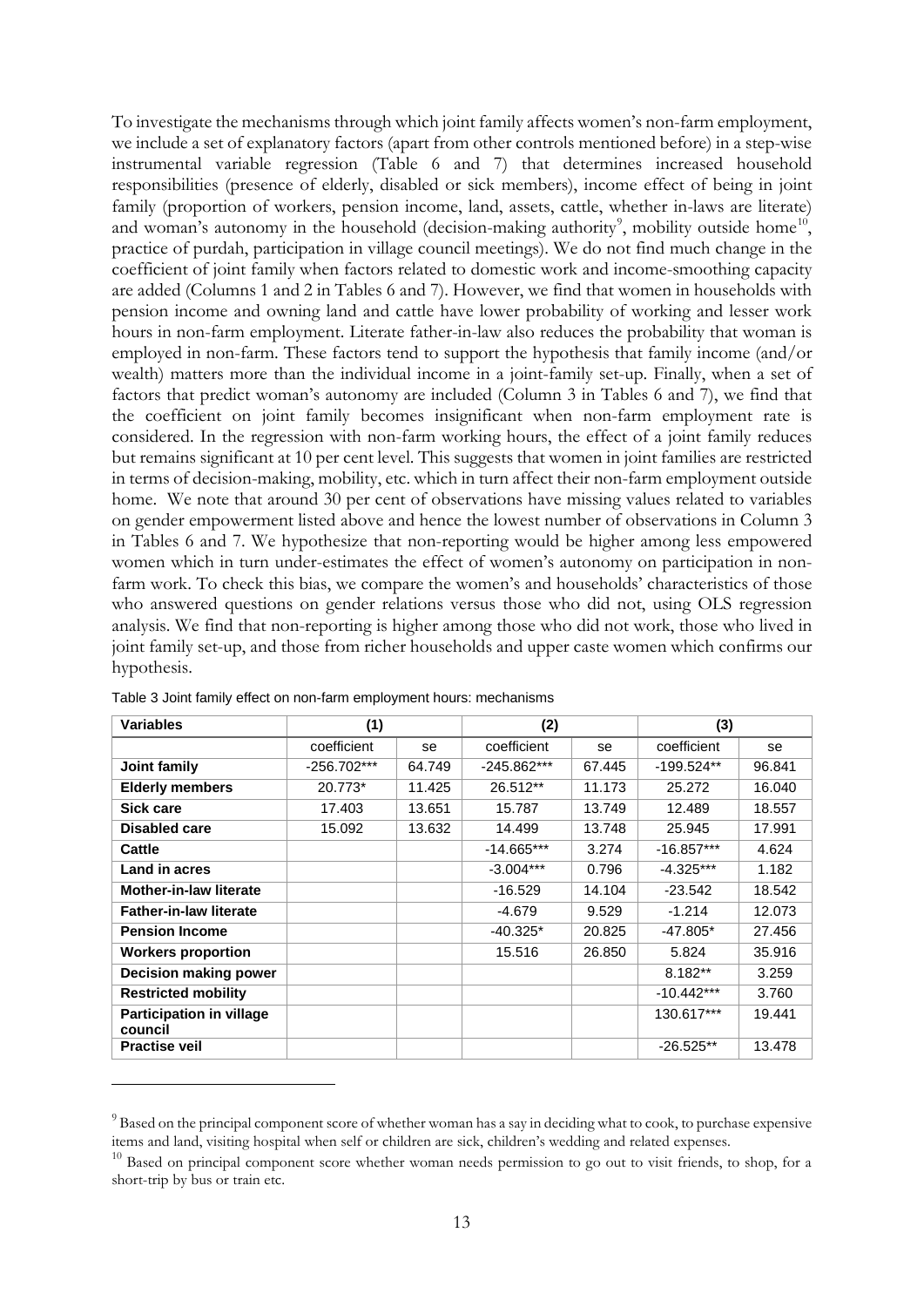To investigate the mechanisms through which joint family affects women's non-farm employment, we include a set of explanatory factors (apart from other controls mentioned before) in a step-wise instrumental variable regression (Table 6 and 7) that determines increased household responsibilities (presence of elderly, disabled or sick members), income effect of being in joint family (proportion of workers, pension income, land, assets, cattle, whether in-laws are literate) and woman's autonomy in the household (decision-making authority[9], mobility outside home[10], practice of purdah, participation in village council meetings). We do not find much change in the coefficient of joint family when factors related to domestic work and income-smoothing capacity are added (Columns 1 and 2 in Tables 6 and 7). However, we find that women in households with pension income and owning land and cattle have lower probability of working and lesser work hours in non-farm employment. Literate father-in-law also reduces the probability that woman is employed in non-farm. These factors tend to support the hypothesis that family income (and/or wealth) matters more than the individual income in a joint-family set-up. Finally, when a set of factors that predict woman's autonomy are included (Column 3 in Tables 6 and 7), we find that the coefficient on joint family becomes insignificant when non-farm employment rate is considered. In the regression with non-farm working hours, the effect of a joint family reduces but remains significant at 10 per cent level. This suggests that women in joint families are restricted in terms of decision-making, mobility, etc. which in turn affect their non-farm employment outside home. We note that around 30 per cent of observations have missing values related to variables on gender empowerment listed above and hence the lowest number of observations in Column 3 in Tables 6 and 7. We hypothesize that non-reporting would be higher among less empowered women which in turn under-estimates the effect of women's autonomy on participation in non-farm work. To check this bias, we compare the women's and households' characteristics of those who answered questions on gender relations versus those who did not, using OLS regression analysis. We find that non-reporting is higher among those who did not work, those who lived in joint family set-up, and those from richer households and upper caste women which confirms our hypothesis.

Table 3 Joint family effect on non-farm employment hours: mechanisms

| Variables | (1) | | (2) | | (3) | |
|---|---|---|---|---|---|---|
| | coefficient | se | coefficient | se | coefficient | se |
| **Joint family** | -256.702*** | 64.749 | -245.862*** | 67.445 | -199.524** | 96.841 |
| **Elderly members** | 20.773* | 11.425 | 26.512** | 11.173 | 25.272 | 16.040 |
| **Sick care** | 17.403 | 13.651 | 15.787 | 13.749 | 12.489 | 18.557 |
| **Disabled care** | 15.092 | 13.632 | 14.499 | 13.748 | 25.945 | 17.991 |
| **Cattle** | | | -14.665*** | 3.274 | -16.857*** | 4.624 |
| **Land in acres** | | | -3.004*** | 0.796 | -4.325*** | 1.182 |
| **Mother-in-law literate** | | | -16.529 | 14.104 | -23.542 | 18.542 |
| **Father-in-law literate** | | | -4.679 | 9.529 | -1.214 | 12.073 |
| **Pension Income** | | | -40.325* | 20.825 | -47.805* | 27.456 |
| **Workers proportion** | | | 15.516 | 26.850 | 5.824 | 35.916 |
| **Decision making power** | | | | | 8.182** | 3.259 |
| **Restricted mobility** | | | | | -10.442*** | 3.760 |
| **Participation in village council** | | | | | 130.617*** | 19.441 |
| **Practise veil** | | | | | -26.525** | 13.478 |

[9] Based on the principal component score of whether woman has a say in deciding what to cook, to purchase expensive items and land, visiting hospital when self or children are sick, children's wedding and related expenses.

[10] Based on principal component score whether woman needs permission to go out to visit friends, to shop, for a short-trip by bus or train etc.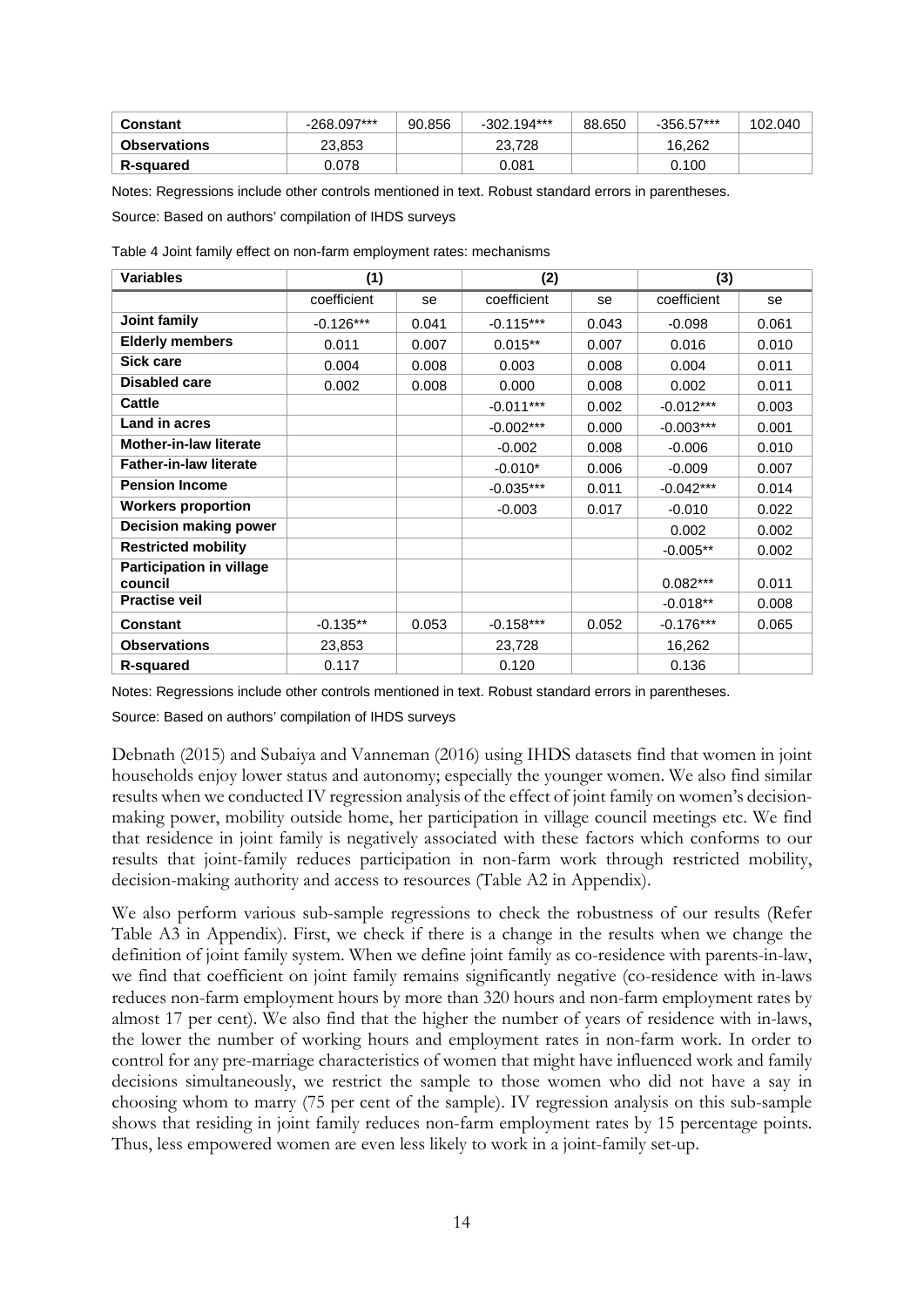| **Constant** | -268.097*** | 90.856 | -302.194*** | 88.650 | -356.57*** | 102.040 |
|---|---|---|---|---|---|---|
| **Observations** | 23,853 | | 23,728 | | 16,262 | |
| **R-squared** | 0.078 | | 0.081 | | 0.100 | |

Notes: Regressions include other controls mentioned in text. Robust standard errors in parentheses.

Source: Based on authors' compilation of IHDS surveys

Table 4 Joint family effect on non-farm employment rates: mechanisms

| **Variables** | **(1)** | | **(2)** | | **(3)** | |
|---|---|---|---|---|---|---|
| | coefficient | se | coefficient | se | coefficient | se |
| **Joint family** | -0.126*** | 0.041 | -0.115*** | 0.043 | -0.098 | 0.061 |
| **Elderly members** | 0.011 | 0.007 | 0.015** | 0.007 | 0.016 | 0.010 |
| **Sick care** | 0.004 | 0.008 | 0.003 | 0.008 | 0.004 | 0.011 |
| **Disabled care** | 0.002 | 0.008 | 0.000 | 0.008 | 0.002 | 0.011 |
| **Cattle** | | | -0.011*** | 0.002 | -0.012*** | 0.003 |
| **Land in acres** | | | -0.002*** | 0.000 | -0.003*** | 0.001 |
| **Mother-in-law literate** | | | -0.002 | 0.008 | -0.006 | 0.010 |
| **Father-in-law literate** | | | -0.010* | 0.006 | -0.009 | 0.007 |
| **Pension Income** | | | -0.035*** | 0.011 | -0.042*** | 0.014 |
| **Workers proportion** | | | -0.003 | 0.017 | -0.010 | 0.022 |
| **Decision making power** | | | | | 0.002 | 0.002 |
| **Restricted mobility** | | | | | -0.005** | 0.002 |
| **Participation in village council** | | | | | 0.082*** | 0.011 |
| **Practise veil** | | | | | -0.018** | 0.008 |
| **Constant** | -0.135** | 0.053 | -0.158*** | 0.052 | -0.176*** | 0.065 |
| **Observations** | 23,853 | | 23,728 | | 16,262 | |
| **R-squared** | 0.117 | | 0.120 | | 0.136 | |

Notes: Regressions include other controls mentioned in text. Robust standard errors in parentheses.

Source: Based on authors' compilation of IHDS surveys

Debnath (2015) and Subaiya and Vanneman (2016) using IHDS datasets find that women in joint households enjoy lower status and autonomy; especially the younger women. We also find similar results when we conducted IV regression analysis of the effect of joint family on women's decision-making power, mobility outside home, her participation in village council meetings etc. We find that residence in joint family is negatively associated with these factors which conforms to our results that joint-family reduces participation in non-farm work through restricted mobility, decision-making authority and access to resources (Table A2 in Appendix).

We also perform various sub-sample regressions to check the robustness of our results (Refer Table A3 in Appendix). First, we check if there is a change in the results when we change the definition of joint family system. When we define joint family as co-residence with parents-in-law, we find that coefficient on joint family remains significantly negative (co-residence with in-laws reduces non-farm employment hours by more than 320 hours and non-farm employment rates by almost 17 per cent). We also find that the higher the number of years of residence with in-laws, the lower the number of working hours and employment rates in non-farm work. In order to control for any pre-marriage characteristics of women that might have influenced work and family decisions simultaneously, we restrict the sample to those women who did not have a say in choosing whom to marry (75 per cent of the sample). IV regression analysis on this sub-sample shows that residing in joint family reduces non-farm employment rates by 15 percentage points. Thus, less empowered women are even less likely to work in a joint-family set-up.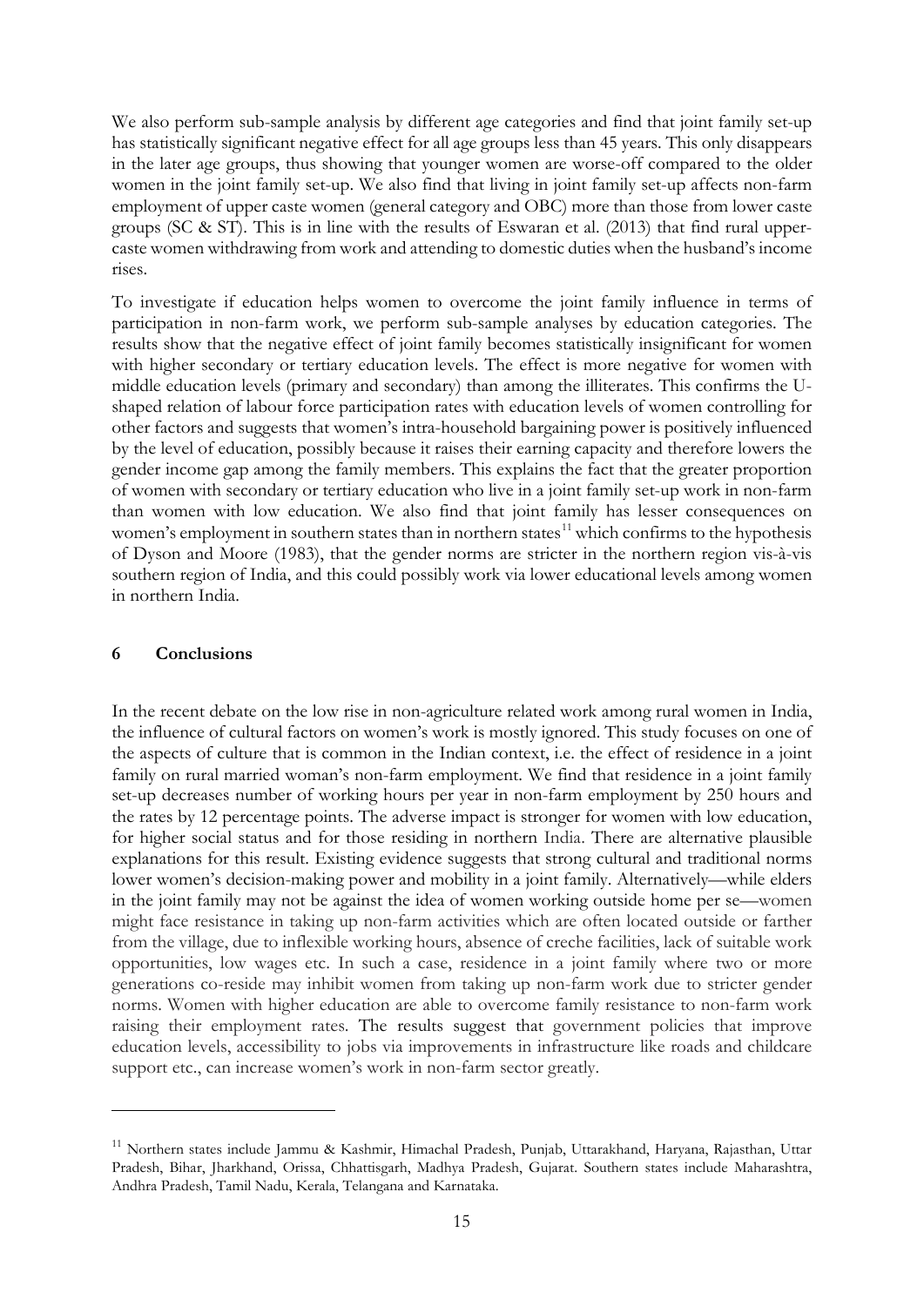We also perform sub-sample analysis by different age categories and find that joint family set-up has statistically significant negative effect for all age groups less than 45 years. This only disappears in the later age groups, thus showing that younger women are worse-off compared to the older women in the joint family set-up. We also find that living in joint family set-up affects non-farm employment of upper caste women (general category and OBC) more than those from lower caste groups (SC & ST). This is in line with the results of Eswaran et al. (2013) that find rural upper-caste women withdrawing from work and attending to domestic duties when the husband's income rises.

To investigate if education helps women to overcome the joint family influence in terms of participation in non-farm work, we perform sub-sample analyses by education categories. The results show that the negative effect of joint family becomes statistically insignificant for women with higher secondary or tertiary education levels. The effect is more negative for women with middle education levels (primary and secondary) than among the illiterates. This confirms the U-shaped relation of labour force participation rates with education levels of women controlling for other factors and suggests that women's intra-household bargaining power is positively influenced by the level of education, possibly because it raises their earning capacity and therefore lowers the gender income gap among the family members. This explains the fact that the greater proportion of women with secondary or tertiary education who live in a joint family set-up work in non-farm than women with low education. We also find that joint family has lesser consequences on women's employment in southern states than in northern states[11] which confirms to the hypothesis of Dyson and Moore (1983), that the gender norms are stricter in the northern region vis-à-vis southern region of India, and this could possibly work via lower educational levels among women in northern India.

## 6 Conclusions

In the recent debate on the low rise in non-agriculture related work among rural women in India, the influence of cultural factors on women's work is mostly ignored. This study focuses on one of the aspects of culture that is common in the Indian context, i.e. the effect of residence in a joint family on rural married woman's non-farm employment. We find that residence in a joint family set-up decreases number of working hours per year in non-farm employment by 250 hours and the rates by 12 percentage points. The adverse impact is stronger for women with low education, for higher social status and for those residing in northern India. There are alternative plausible explanations for this result. Existing evidence suggests that strong cultural and traditional norms lower women's decision-making power and mobility in a joint family. Alternatively—while elders in the joint family may not be against the idea of women working outside home per se—women might face resistance in taking up non-farm activities which are often located outside or farther from the village, due to inflexible working hours, absence of creche facilities, lack of suitable work opportunities, low wages etc. In such a case, residence in a joint family where two or more generations co-reside may inhibit women from taking up non-farm work due to stricter gender norms. Women with higher education are able to overcome family resistance to non-farm work raising their employment rates. The results suggest that government policies that improve education levels, accessibility to jobs via improvements in infrastructure like roads and childcare support etc., can increase women's work in non-farm sector greatly.

---

[11] Northern states include Jammu & Kashmir, Himachal Pradesh, Punjab, Uttarakhand, Haryana, Rajasthan, Uttar Pradesh, Bihar, Jharkhand, Orissa, Chhattisgarh, Madhya Pradesh, Gujarat. Southern states include Maharashtra, Andhra Pradesh, Tamil Nadu, Kerala, Telangana and Karnataka.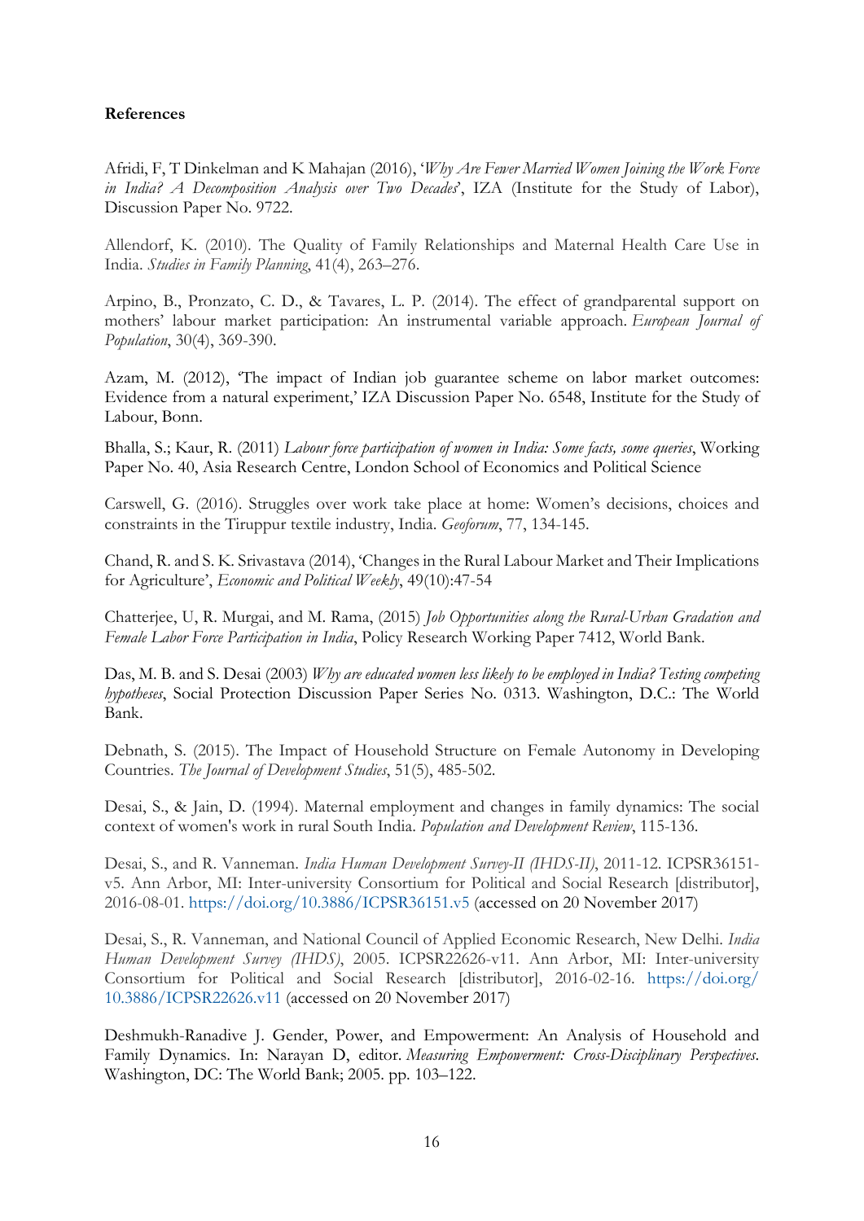**References**

Afridi, F, T Dinkelman and K Mahajan (2016), '*Why Are Fewer Married Women Joining the Work Force in India? A Decomposition Analysis over Two Decades*', IZA (Institute for the Study of Labor), Discussion Paper No. 9722.

Allendorf, K. (2010). The Quality of Family Relationships and Maternal Health Care Use in India. *Studies in Family Planning*, 41(4), 263–276.

Arpino, B., Pronzato, C. D., & Tavares, L. P. (2014). The effect of grandparental support on mothers' labour market participation: An instrumental variable approach. *European Journal of Population*, 30(4), 369-390.

Azam, M. (2012), 'The impact of Indian job guarantee scheme on labor market outcomes: Evidence from a natural experiment,' IZA Discussion Paper No. 6548, Institute for the Study of Labour, Bonn.

Bhalla, S.; Kaur, R. (2011) *Labour force participation of women in India: Some facts, some queries*, Working Paper No. 40, Asia Research Centre, London School of Economics and Political Science

Carswell, G. (2016). Struggles over work take place at home: Women's decisions, choices and constraints in the Tiruppur textile industry, India. *Geoforum*, 77, 134-145.

Chand, R. and S. K. Srivastava (2014), 'Changes in the Rural Labour Market and Their Implications for Agriculture', *Economic and Political Weekly*, 49(10):47-54

Chatterjee, U, R. Murgai, and M. Rama, (2015) *Job Opportunities along the Rural-Urban Gradation and Female Labor Force Participation in India*, Policy Research Working Paper 7412, World Bank.

Das, M. B. and S. Desai (2003) *Why are educated women less likely to be employed in India? Testing competing hypotheses*, Social Protection Discussion Paper Series No. 0313. Washington, D.C.: The World Bank.

Debnath, S. (2015). The Impact of Household Structure on Female Autonomy in Developing Countries. *The Journal of Development Studies*, 51(5), 485-502.

Desai, S., & Jain, D. (1994). Maternal employment and changes in family dynamics: The social context of women's work in rural South India. *Population and Development Review*, 115-136.

Desai, S., and R. Vanneman. *India Human Development Survey-II (IHDS-II)*, 2011-12. ICPSR36151-v5. Ann Arbor, MI: Inter-university Consortium for Political and Social Research [distributor], 2016-08-01. https://doi.org/10.3886/ICPSR36151.v5 (accessed on 20 November 2017)

Desai, S., R. Vanneman, and National Council of Applied Economic Research, New Delhi. *India Human Development Survey (IHDS)*, 2005. ICPSR22626-v11. Ann Arbor, MI: Inter-university Consortium for Political and Social Research [distributor], 2016-02-16. https://doi.org/10.3886/ICPSR22626.v11 (accessed on 20 November 2017)

Deshmukh-Ranadive J. Gender, Power, and Empowerment: An Analysis of Household and Family Dynamics. In: Narayan D, editor. *Measuring Empowerment: Cross-Disciplinary Perspectives*. Washington, DC: The World Bank; 2005. pp. 103–122.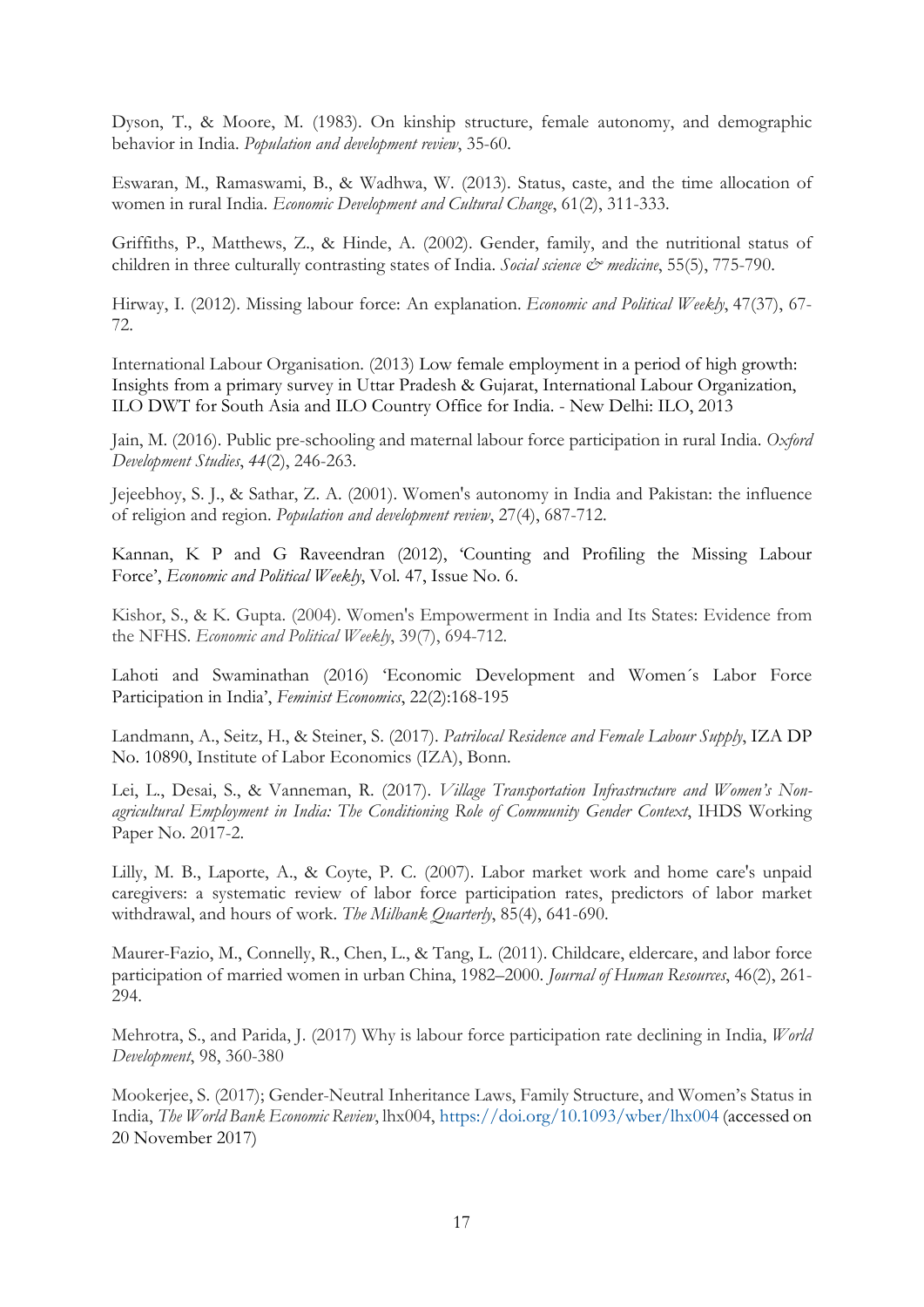Dyson, T., & Moore, M. (1983). On kinship structure, female autonomy, and demographic behavior in India. *Population and development review*, 35-60.

Eswaran, M., Ramaswami, B., & Wadhwa, W. (2013). Status, caste, and the time allocation of women in rural India. *Economic Development and Cultural Change*, 61(2), 311-333.

Griffiths, P., Matthews, Z., & Hinde, A. (2002). Gender, family, and the nutritional status of children in three culturally contrasting states of India. *Social science & medicine*, 55(5), 775-790.

Hirway, I. (2012). Missing labour force: An explanation. *Economic and Political Weekly*, 47(37), 67-72.

International Labour Organisation. (2013) Low female employment in a period of high growth: Insights from a primary survey in Uttar Pradesh & Gujarat, International Labour Organization, ILO DWT for South Asia and ILO Country Office for India. - New Delhi: ILO, 2013

Jain, M. (2016). Public pre-schooling and maternal labour force participation in rural India. *Oxford Development Studies*, *44*(2), 246-263.

Jejeebhoy, S. J., & Sathar, Z. A. (2001). Women's autonomy in India and Pakistan: the influence of religion and region. *Population and development review*, 27(4), 687-712.

Kannan, K P and G Raveendran (2012), 'Counting and Profiling the Missing Labour Force', *Economic and Political Weekly*, Vol. 47, Issue No. 6.

Kishor, S., & K. Gupta. (2004). Women's Empowerment in India and Its States: Evidence from the NFHS. *Economic and Political Weekly*, 39(7), 694-712.

Lahoti and Swaminathan (2016) 'Economic Development and Women´s Labor Force Participation in India', *Feminist Economics*, 22(2):168-195

Landmann, A., Seitz, H., & Steiner, S. (2017). *Patrilocal Residence and Female Labour Supply*, IZA DP No. 10890, Institute of Labor Economics (IZA), Bonn.

Lei, L., Desai, S., & Vanneman, R. (2017). *Village Transportation Infrastructure and Women's Non-agricultural Employment in India: The Conditioning Role of Community Gender Context*, IHDS Working Paper No. 2017-2.

Lilly, M. B., Laporte, A., & Coyte, P. C. (2007). Labor market work and home care's unpaid caregivers: a systematic review of labor force participation rates, predictors of labor market withdrawal, and hours of work. *The Milbank Quarterly*, 85(4), 641-690.

Maurer-Fazio, M., Connelly, R., Chen, L., & Tang, L. (2011). Childcare, eldercare, and labor force participation of married women in urban China, 1982–2000. *Journal of Human Resources*, 46(2), 261-294.

Mehrotra, S., and Parida, J. (2017) Why is labour force participation rate declining in India, *World Development*, 98, 360-380

Mookerjee, S. (2017); Gender-Neutral Inheritance Laws, Family Structure, and Women's Status in India, *The World Bank Economic Review*, lhx004, https://doi.org/10.1093/wber/lhx004 (accessed on 20 November 2017)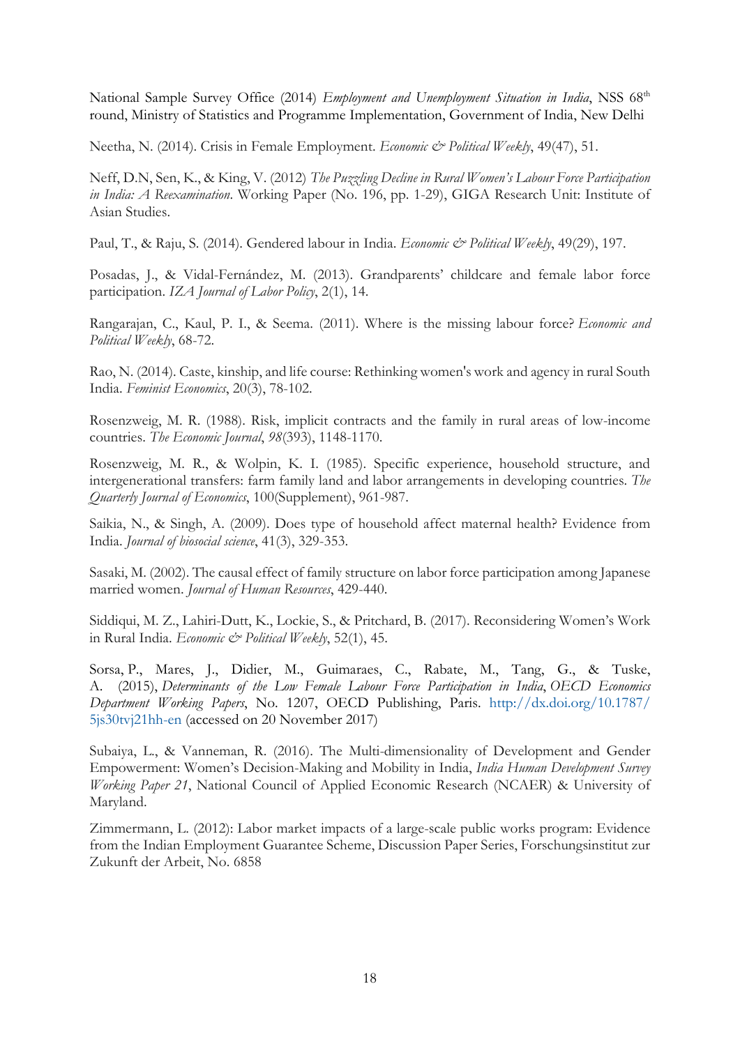National Sample Survey Office (2014) *Employment and Unemployment Situation in India*, NSS 68th round, Ministry of Statistics and Programme Implementation, Government of India, New Delhi

Neetha, N. (2014). Crisis in Female Employment. *Economic & Political Weekly*, 49(47), 51.

Neff, D.N, Sen, K., & King, V. (2012) *The Puzzling Decline in Rural Women's Labour Force Participation in India: A Reexamination*. Working Paper (No. 196, pp. 1-29), GIGA Research Unit: Institute of Asian Studies.

Paul, T., & Raju, S. (2014). Gendered labour in India. *Economic & Political Weekly*, 49(29), 197.

Posadas, J., & Vidal-Fernández, M. (2013). Grandparents' childcare and female labor force participation. *IZA Journal of Labor Policy*, 2(1), 14.

Rangarajan, C., Kaul, P. I., & Seema. (2011). Where is the missing labour force? *Economic and Political Weekly*, 68-72.

Rao, N. (2014). Caste, kinship, and life course: Rethinking women's work and agency in rural South India. *Feminist Economics*, 20(3), 78-102.

Rosenzweig, M. R. (1988). Risk, implicit contracts and the family in rural areas of low-income countries. *The Economic Journal*, *98*(393), 1148-1170.

Rosenzweig, M. R., & Wolpin, K. I. (1985). Specific experience, household structure, and intergenerational transfers: farm family land and labor arrangements in developing countries. *The Quarterly Journal of Economics*, 100(Supplement), 961-987.

Saikia, N., & Singh, A. (2009). Does type of household affect maternal health? Evidence from India. *Journal of biosocial science*, 41(3), 329-353.

Sasaki, M. (2002). The causal effect of family structure on labor force participation among Japanese married women. *Journal of Human Resources*, 429-440.

Siddiqui, M. Z., Lahiri-Dutt, K., Lockie, S., & Pritchard, B. (2017). Reconsidering Women's Work in Rural India. *Economic & Political Weekly*, 52(1), 45.

Sorsa, P., Mares, J., Didier, M., Guimaraes, C., Rabate, M., Tang, G., & Tuske, A. (2015), *Determinants of the Low Female Labour Force Participation in India*, *OECD Economics Department Working Papers*, No. 1207, OECD Publishing, Paris. http://dx.doi.org/10.1787/5js30tvj21hh-en (accessed on 20 November 2017)

Subaiya, L., & Vanneman, R. (2016). The Multi-dimensionality of Development and Gender Empowerment: Women's Decision-Making and Mobility in India, *India Human Development Survey Working Paper 21*, National Council of Applied Economic Research (NCAER) & University of Maryland.

Zimmermann, L. (2012): Labor market impacts of a large-scale public works program: Evidence from the Indian Employment Guarantee Scheme, Discussion Paper Series, Forschungsinstitut zur Zukunft der Arbeit, No. 6858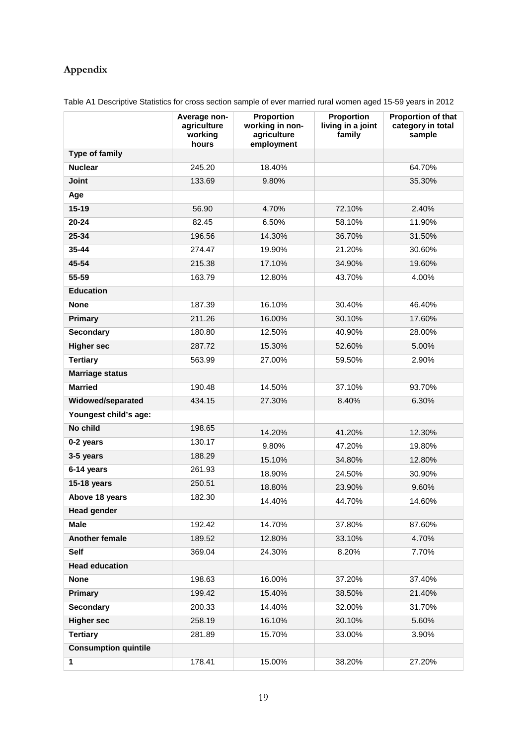## Appendix

Table A1 Descriptive Statistics for cross section sample of ever married rural women aged 15-59 years in 2012

| | Average non-agriculture working hours | Proportion working in non-agriculture employment | Proportion living in a joint family | Proportion of that category in total sample |
|---|---|---|---|---|
| **Type of family** | | | | |
| **Nuclear** | 245.20 | 18.40% | | 64.70% |
| **Joint** | 133.69 | 9.80% | | 35.30% |
| **Age** | | | | |
| **15-19** | 56.90 | 4.70% | 72.10% | 2.40% |
| **20-24** | 82.45 | 6.50% | 58.10% | 11.90% |
| **25-34** | 196.56 | 14.30% | 36.70% | 31.50% |
| **35-44** | 274.47 | 19.90% | 21.20% | 30.60% |
| **45-54** | 215.38 | 17.10% | 34.90% | 19.60% |
| **55-59** | 163.79 | 12.80% | 43.70% | 4.00% |
| **Education** | | | | |
| **None** | 187.39 | 16.10% | 30.40% | 46.40% |
| **Primary** | 211.26 | 16.00% | 30.10% | 17.60% |
| **Secondary** | 180.80 | 12.50% | 40.90% | 28.00% |
| **Higher sec** | 287.72 | 15.30% | 52.60% | 5.00% |
| **Tertiary** | 563.99 | 27.00% | 59.50% | 2.90% |
| **Marriage status** | | | | |
| **Married** | 190.48 | 14.50% | 37.10% | 93.70% |
| **Widowed/separated** | 434.15 | 27.30% | 8.40% | 6.30% |
| **Youngest child's age:** | | | | |
| **No child** | 198.65 | 14.20% | 41.20% | 12.30% |
| **0-2 years** | 130.17 | 9.80% | 47.20% | 19.80% |
| **3-5 years** | 188.29 | 15.10% | 34.80% | 12.80% |
| **6-14 years** | 261.93 | 18.90% | 24.50% | 30.90% |
| **15-18 years** | 250.51 | 18.80% | 23.90% | 9.60% |
| **Above 18 years** | 182.30 | 14.40% | 44.70% | 14.60% |
| **Head gender** | | | | |
| **Male** | 192.42 | 14.70% | 37.80% | 87.60% |
| **Another female** | 189.52 | 12.80% | 33.10% | 4.70% |
| **Self** | 369.04 | 24.30% | 8.20% | 7.70% |
| **Head education** | | | | |
| **None** | 198.63 | 16.00% | 37.20% | 37.40% |
| **Primary** | 199.42 | 15.40% | 38.50% | 21.40% |
| **Secondary** | 200.33 | 14.40% | 32.00% | 31.70% |
| **Higher sec** | 258.19 | 16.10% | 30.10% | 5.60% |
| **Tertiary** | 281.89 | 15.70% | 33.00% | 3.90% |
| **Consumption quintile** | | | | |
| **1** | 178.41 | 15.00% | 38.20% | 27.20% |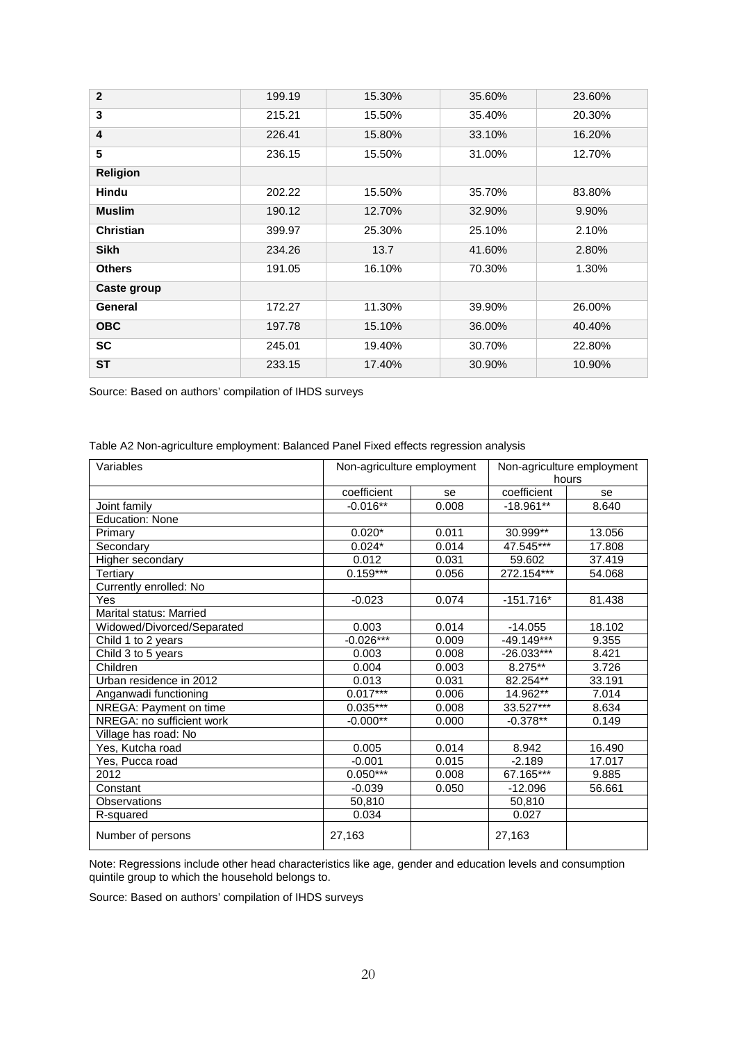| | | | | |
|---|---|---|---|---|
| **2** | 199.19 | 15.30% | 35.60% | 23.60% |
| **3** | 215.21 | 15.50% | 35.40% | 20.30% |
| **4** | 226.41 | 15.80% | 33.10% | 16.20% |
| **5** | 236.15 | 15.50% | 31.00% | 12.70% |
| **Religion** | | | | |
| **Hindu** | 202.22 | 15.50% | 35.70% | 83.80% |
| **Muslim** | 190.12 | 12.70% | 32.90% | 9.90% |
| **Christian** | 399.97 | 25.30% | 25.10% | 2.10% |
| **Sikh** | 234.26 | 13.7 | 41.60% | 2.80% |
| **Others** | 191.05 | 16.10% | 70.30% | 1.30% |
| **Caste group** | | | | |
| **General** | 172.27 | 11.30% | 39.90% | 26.00% |
| **OBC** | 197.78 | 15.10% | 36.00% | 40.40% |
| **SC** | 245.01 | 19.40% | 30.70% | 22.80% |
| **ST** | 233.15 | 17.40% | 30.90% | 10.90% |

Source: Based on authors' compilation of IHDS surveys

Table A2 Non-agriculture employment: Balanced Panel Fixed effects regression analysis

| Variables | Non-agriculture employment | | Non-agriculture employment hours | |
|---|---|---|---|---|
| | coefficient | se | coefficient | se |
| Joint family | -0.016** | 0.008 | -18.961** | 8.640 |
| Education: None | | | | |
| Primary | 0.020* | 0.011 | 30.999** | 13.056 |
| Secondary | 0.024* | 0.014 | 47.545*** | 17.808 |
| Higher secondary | 0.012 | 0.031 | 59.602 | 37.419 |
| Tertiary | 0.159*** | 0.056 | 272.154*** | 54.068 |
| Currently enrolled: No | | | | |
| Yes | -0.023 | 0.074 | -151.716* | 81.438 |
| Marital status: Married | | | | |
| Widowed/Divorced/Separated | 0.003 | 0.014 | -14.055 | 18.102 |
| Child 1 to 2 years | -0.026*** | 0.009 | -49.149*** | 9.355 |
| Child 3 to 5 years | 0.003 | 0.008 | -26.033*** | 8.421 |
| Children | 0.004 | 0.003 | 8.275** | 3.726 |
| Urban residence in 2012 | 0.013 | 0.031 | 82.254** | 33.191 |
| Anganwadi functioning | 0.017*** | 0.006 | 14.962** | 7.014 |
| NREGA: Payment on time | 0.035*** | 0.008 | 33.527*** | 8.634 |
| NREGA: no sufficient work | -0.000** | 0.000 | -0.378** | 0.149 |
| Village has road: No | | | | |
| Yes, Kutcha road | 0.005 | 0.014 | 8.942 | 16.490 |
| Yes, Pucca road | -0.001 | 0.015 | -2.189 | 17.017 |
| 2012 | 0.050*** | 0.008 | 67.165*** | 9.885 |
| Constant | -0.039 | 0.050 | -12.096 | 56.661 |
| Observations | 50,810 | | 50,810 | |
| R-squared | 0.034 | | 0.027 | |
| Number of persons | 27,163 | | 27,163 | |

Note: Regressions include other head characteristics like age, gender and education levels and consumption quintile group to which the household belongs to.

Source: Based on authors' compilation of IHDS surveys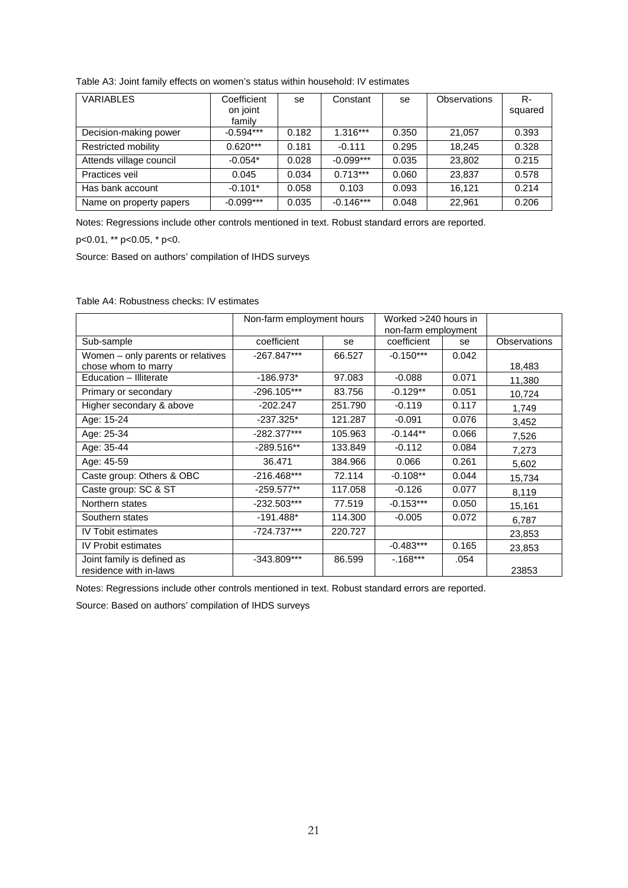Table A3: Joint family effects on women's status within household: IV estimates

| VARIABLES | Coefficient on joint family | se | Constant | se | Observations | R-squared |
|---|---|---|---|---|---|---|
| Decision-making power | -0.594*** | 0.182 | 1.316*** | 0.350 | 21,057 | 0.393 |
| Restricted mobility | 0.620*** | 0.181 | -0.111 | 0.295 | 18,245 | 0.328 |
| Attends village council | -0.054* | 0.028 | -0.099*** | 0.035 | 23,802 | 0.215 |
| Practices veil | 0.045 | 0.034 | 0.713*** | 0.060 | 23,837 | 0.578 |
| Has bank account | -0.101* | 0.058 | 0.103 | 0.093 | 16,121 | 0.214 |
| Name on property papers | -0.099*** | 0.035 | -0.146*** | 0.048 | 22,961 | 0.206 |

Notes: Regressions include other controls mentioned in text. Robust standard errors are reported.

p<0.01, ** p<0.05, * p<0.

Source: Based on authors' compilation of IHDS surveys

Table A4: Robustness checks: IV estimates

| | Non-farm employment hours | | Worked >240 hours in non-farm employment | | |
|---|---|---|---|---|---|
| Sub-sample | coefficient | se | coefficient | se | Observations |
| Women – only parents or relatives chose whom to marry | -267.847*** | 66.527 | -0.150*** | 0.042 | 18,483 |
| Education – Illiterate | -186.973* | 97.083 | -0.088 | 0.071 | 11,380 |
| Primary or secondary | -296.105*** | 83.756 | -0.129** | 0.051 | 10,724 |
| Higher secondary & above | -202.247 | 251.790 | -0.119 | 0.117 | 1,749 |
| Age: 15-24 | -237.325* | 121.287 | -0.091 | 0.076 | 3,452 |
| Age: 25-34 | -282.377*** | 105.963 | -0.144** | 0.066 | 7,526 |
| Age: 35-44 | -289.516** | 133.849 | -0.112 | 0.084 | 7,273 |
| Age: 45-59 | 36.471 | 384.966 | 0.066 | 0.261 | 5,602 |
| Caste group: Others & OBC | -216.468*** | 72.114 | -0.108** | 0.044 | 15,734 |
| Caste group: SC & ST | -259.577** | 117.058 | -0.126 | 0.077 | 8,119 |
| Northern states | -232.503*** | 77.519 | -0.153*** | 0.050 | 15,161 |
| Southern states | -191.488* | 114.300 | -0.005 | 0.072 | 6,787 |
| IV Tobit estimates | -724.737*** | 220.727 | | | 23,853 |
| IV Probit estimates | | | -0.483*** | 0.165 | 23,853 |
| Joint family is defined as residence with in-laws | -343.809*** | 86.599 | -.168*** | .054 | 23853 |

Notes: Regressions include other controls mentioned in text. Robust standard errors are reported.

Source: Based on authors' compilation of IHDS surveys